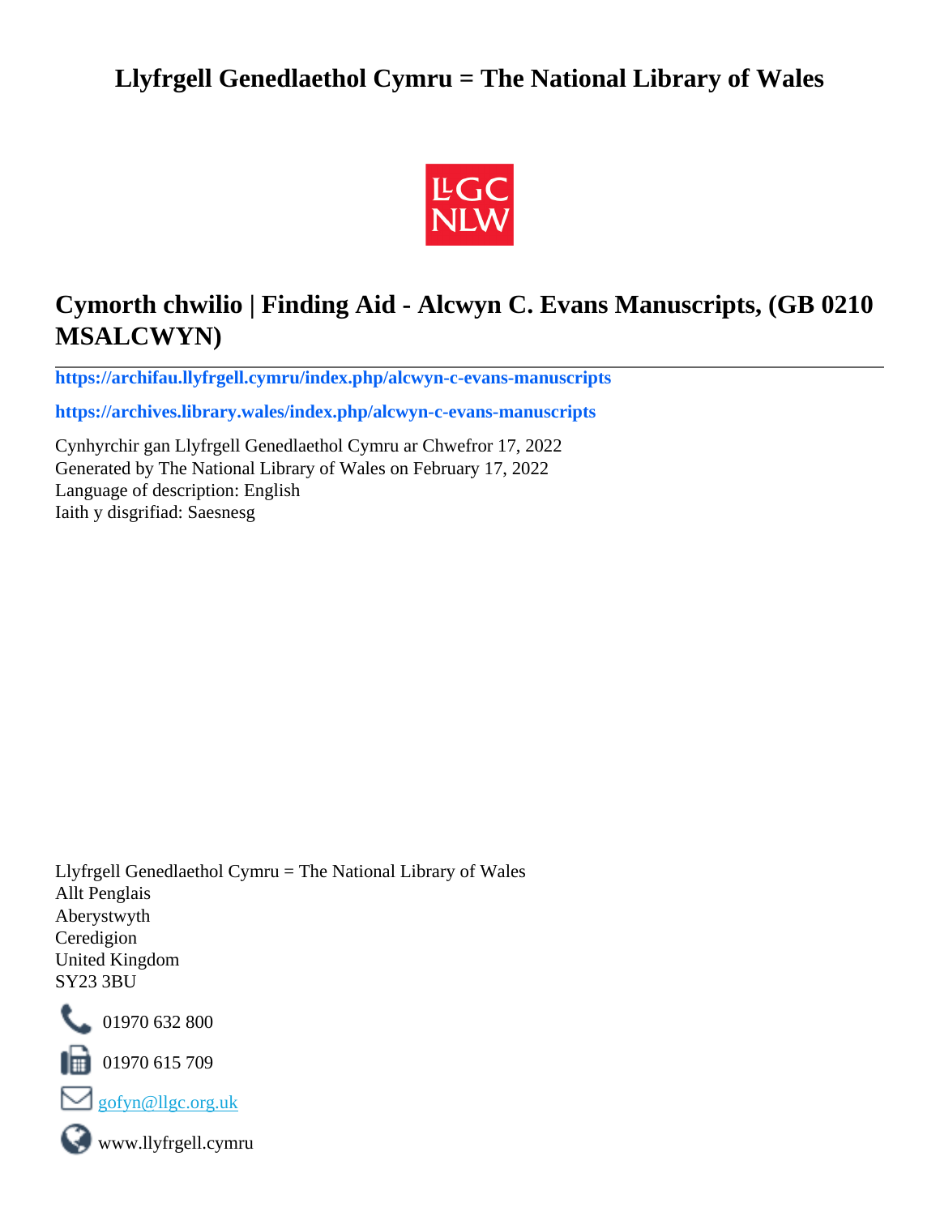# Llyfrgell Genedlaethol Cymru = The National Library of Wales

## Cymorth chwilio | Finding Aid - Alcwyn C. Evans Manuscripts, (GB 0210 MSALCWYN)

**https://archifau.llyfrgell.cymru/index.php/alcwyn-c-evans-manuscripts**

**https://archives.library.wales/index.php/alcwyn-c-evans-manuscripts**

Cynhyrchir gan Llyfrgell Genedlaethol Cymru ar Chwefror 17, 2022
Generated by The National Library of Wales on February 17, 2022
Language of description: English
Iaith y disgrifiad: Saesnesg

Llyfrgell Genedlaethol Cymru = The National Library of Wales
Allt Penglais
Aberystwyth
Ceredigion
United Kingdom
SY23 3BU

01970 632 800

01970 615 709

gofyn@llgc.org.uk

www.llyfrgell.cymru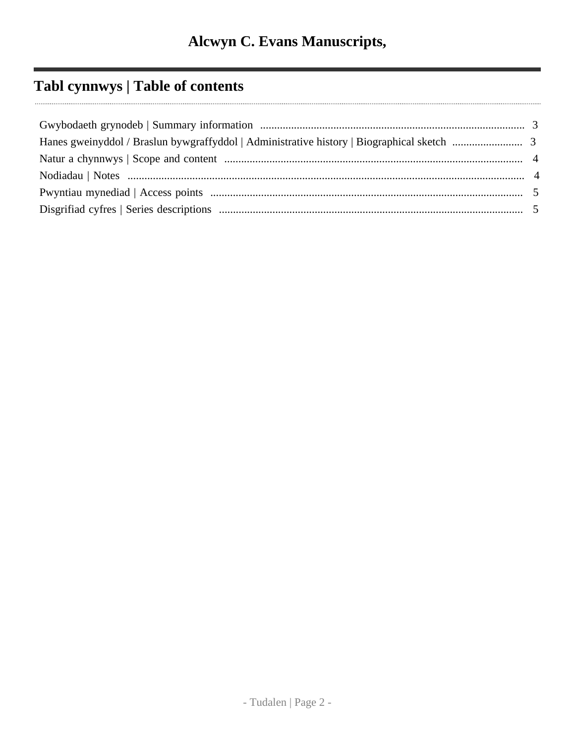# Alcwyn C. Evans Manuscripts,

## Tabl cynnwys | Table of contents

Gwybodaeth grynodeb | Summary information .......... 3
Hanes gweinyddol / Braslun bywgraffyddol | Administrative history | Biographical sketch .......... 3
Natur a chynnwys | Scope and content .......... 4
Nodiadau | Notes .......... 4
Pwyntiau mynediad | Access points .......... 5
Disgrifiad cyfres | Series descriptions .......... 5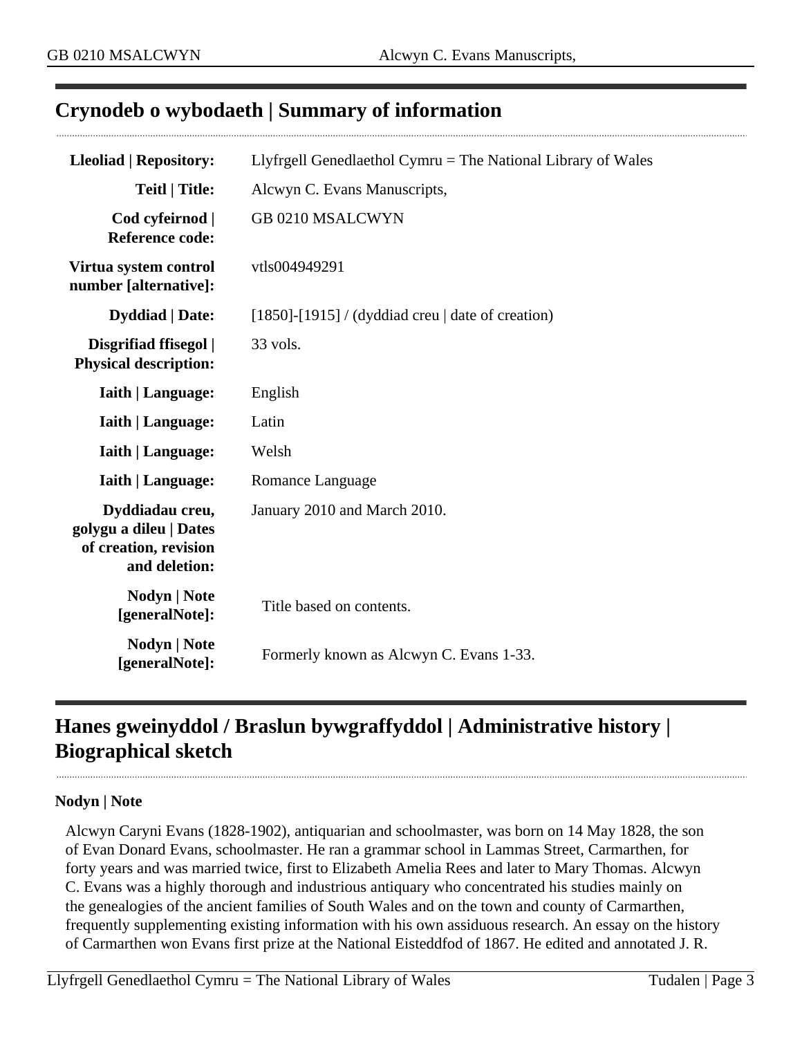## Crynodeb o wybodaeth | Summary of information

| | |
|---|---|
| **Lleoliad \| Repository:** | Llyfrgell Genedlaethol Cymru = The National Library of Wales |
| **Teitl \| Title:** | Alcwyn C. Evans Manuscripts, |
| **Cod cyfeirnod \| Reference code:** | GB 0210 MSALCWYN |
| **Virtua system control number [alternative]:** | vtls004949291 |
| **Dyddiad \| Date:** | [1850]-[1915] / (dyddiad creu \| date of creation) |
| **Disgrifiad ffisegol \| Physical description:** | 33 vols. |
| **Iaith \| Language:** | English |
| **Iaith \| Language:** | Latin |
| **Iaith \| Language:** | Welsh |
| **Iaith \| Language:** | Romance Language |
| **Dyddiadau creu, golygu a dileu \| Dates of creation, revision and deletion:** | January 2010 and March 2010. |
| **Nodyn \| Note [generalNote]:** | Title based on contents. |
| **Nodyn \| Note [generalNote]:** | Formerly known as Alcwyn C. Evans 1-33. |

## Hanes gweinyddol / Braslun bywgraffyddol | Administrative history | Biographical sketch

**Nodyn | Note**

Alcwyn Caryni Evans (1828-1902), antiquarian and schoolmaster, was born on 14 May 1828, the son of Evan Donard Evans, schoolmaster. He ran a grammar school in Lammas Street, Carmarthen, for forty years and was married twice, first to Elizabeth Amelia Rees and later to Mary Thomas. Alcwyn C. Evans was a highly thorough and industrious antiquary who concentrated his studies mainly on the genealogies of the ancient families of South Wales and on the town and county of Carmarthen, frequently supplementing existing information with his own assiduous research. An essay on the history of Carmarthen won Evans first prize at the National Eisteddfod of 1867. He edited and annotated J. R.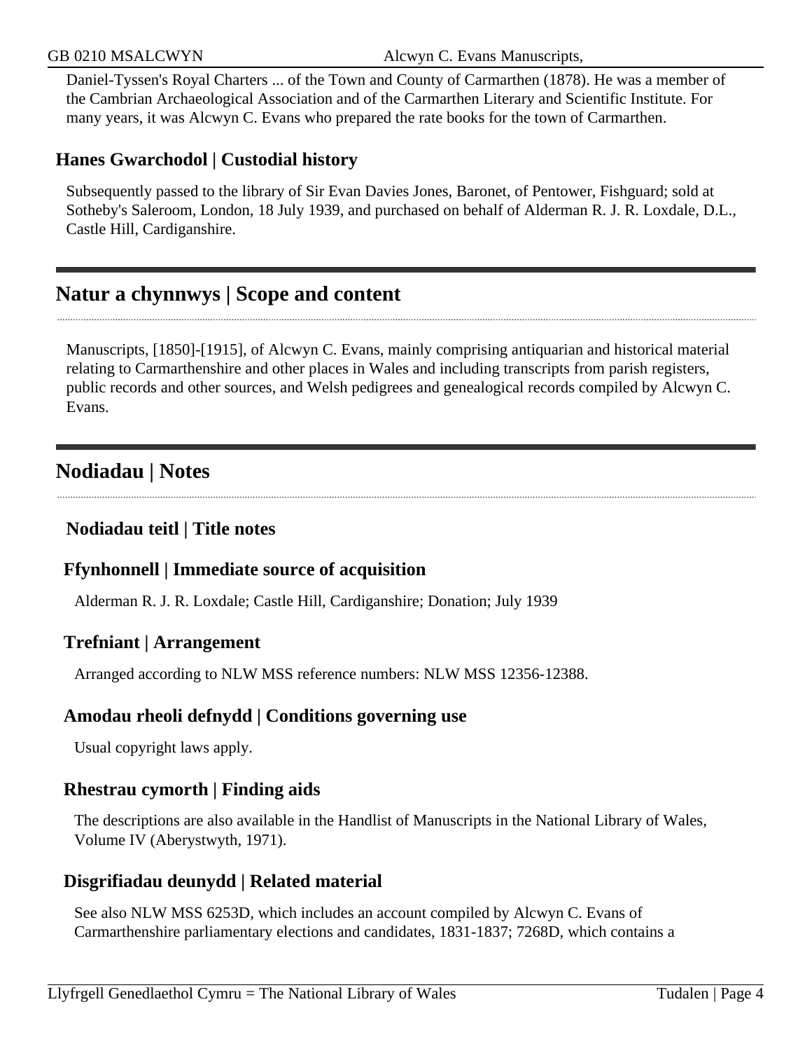Daniel-Tyssen's Royal Charters ... of the Town and County of Carmarthen (1878). He was a member of the Cambrian Archaeological Association and of the Carmarthen Literary and Scientific Institute. For many years, it was Alcwyn C. Evans who prepared the rate books for the town of Carmarthen.

### Hanes Gwarchodol | Custodial history

Subsequently passed to the library of Sir Evan Davies Jones, Baronet, of Pentower, Fishguard; sold at Sotheby's Saleroom, London, 18 July 1939, and purchased on behalf of Alderman R. J. R. Loxdale, D.L., Castle Hill, Cardiganshire.

## Natur a chynnwys | Scope and content

Manuscripts, [1850]-[1915], of Alcwyn C. Evans, mainly comprising antiquarian and historical material relating to Carmarthenshire and other places in Wales and including transcripts from parish registers, public records and other sources, and Welsh pedigrees and genealogical records compiled by Alcwyn C. Evans.

## Nodiadau | Notes

### Nodiadau teitl | Title notes

### Ffynhonnell | Immediate source of acquisition

Alderman R. J. R. Loxdale; Castle Hill, Cardiganshire; Donation; July 1939

### Trefniant | Arrangement

Arranged according to NLW MSS reference numbers: NLW MSS 12356-12388.

### Amodau rheoli defnydd | Conditions governing use

Usual copyright laws apply.

### Rhestrau cymorth | Finding aids

The descriptions are also available in the Handlist of Manuscripts in the National Library of Wales, Volume IV (Aberystwyth, 1971).

### Disgrifiadau deunydd | Related material

See also NLW MSS 6253D, which includes an account compiled by Alcwyn C. Evans of Carmarthenshire parliamentary elections and candidates, 1831-1837; 7268D, which contains a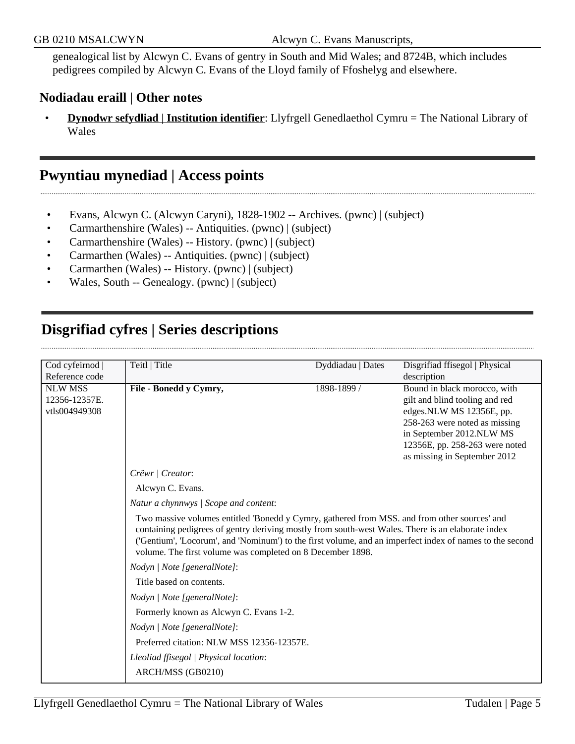genealogical list by Alcwyn C. Evans of gentry in South and Mid Wales; and 8724B, which includes pedigrees compiled by Alcwyn C. Evans of the Lloyd family of Ffoshelyg and elsewhere.

### Nodiadau eraill | Other notes

- **Dynodwr sefydliad | Institution identifier**: Llyfrgell Genedlaethol Cymru = The National Library of Wales

## Pwyntiau mynediad | Access points

- Evans, Alcwyn C. (Alcwyn Caryni), 1828-1902 -- Archives. (pwnc) | (subject)
- Carmarthenshire (Wales) -- Antiquities. (pwnc) | (subject)
- Carmarthenshire (Wales) -- History. (pwnc) | (subject)
- Carmarthen (Wales) -- Antiquities. (pwnc) | (subject)
- Carmarthen (Wales) -- History. (pwnc) | (subject)
- Wales, South -- Genealogy. (pwnc) | (subject)

## Disgrifiad cyfres | Series descriptions

| Cod cyfeirnod \| Reference code | Teitl \| Title | Dyddiadau \| Dates | Disgrifiad ffisegol \| Physical description |
|---|---|---|---|
| NLW MSS 12356-12357E. vtls004949308 | **File - Bonedd y Cymry,** | 1898-1899 / | Bound in black morocco, with gilt and blind tooling and red edges.NLW MS 12356E, pp. 258-263 were noted as missing in September 2012.NLW MS 12356E, pp. 258-263 were noted as missing in September 2012 |

*Crëwr | Creator*:

Alcwyn C. Evans.

*Natur a chynnwys | Scope and content*:

Two massive volumes entitled 'Bonedd y Cymry, gathered from MSS. and from other sources' and containing pedigrees of gentry deriving mostly from south-west Wales. There is an elaborate index ('Gentium', 'Locorum', and 'Nominum') to the first volume, and an imperfect index of names to the second volume. The first volume was completed on 8 December 1898.

*Nodyn | Note [generalNote]*:

Title based on contents.

*Nodyn | Note [generalNote]*:

Formerly known as Alcwyn C. Evans 1-2.

*Nodyn | Note [generalNote]*:

Preferred citation: NLW MSS 12356-12357E.

*Lleoliad ffisegol | Physical location*:

ARCH/MSS (GB0210)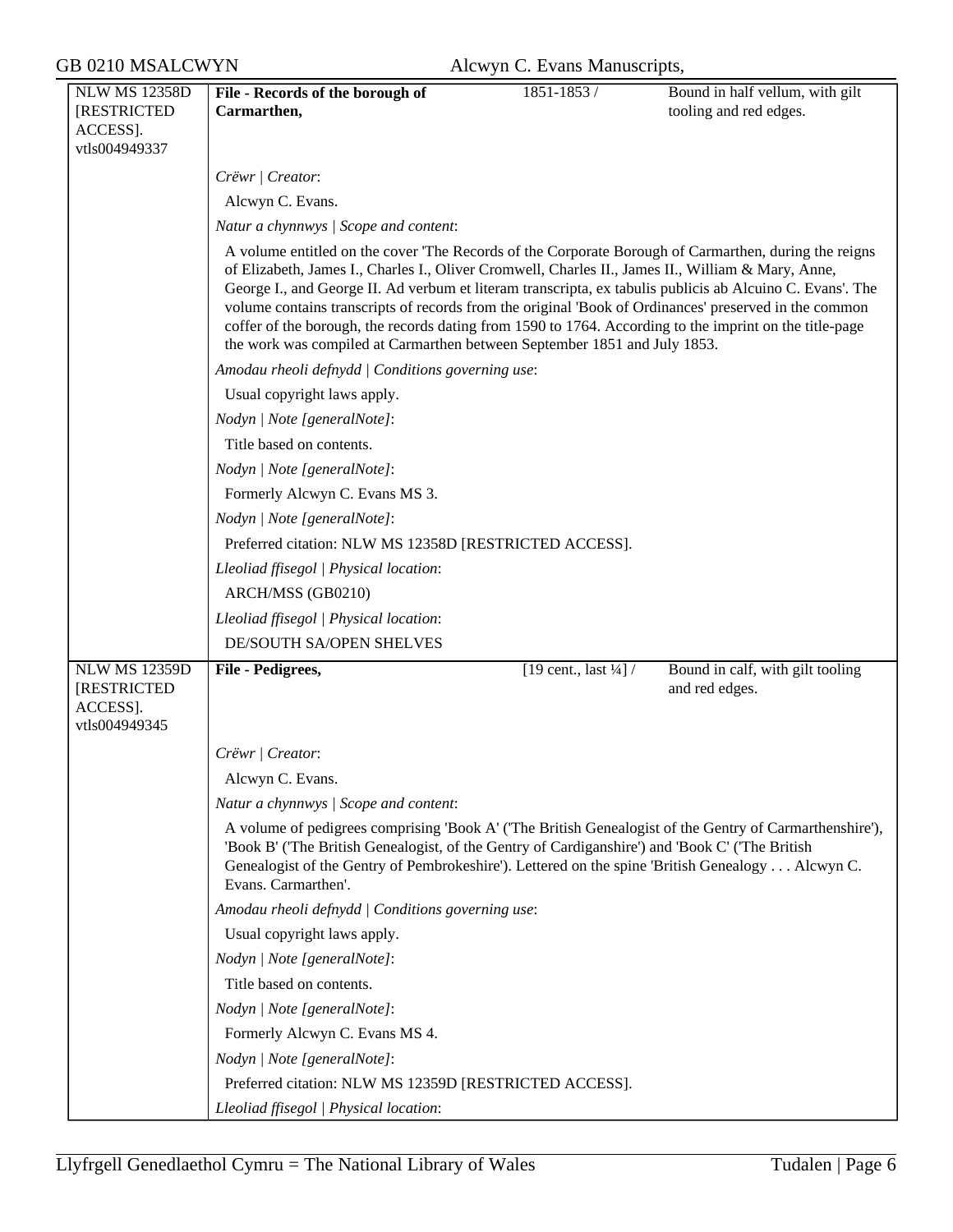| | | | |
|---|---|---|---|
| NLW MS 12358D [RESTRICTED ACCESS]. vtls004949337 | **File - Records of the borough of Carmarthen,** | 1851-1853 / | Bound in half vellum, with gilt tooling and red edges. |

*Crëwr | Creator*:

Alcwyn C. Evans.

*Natur a chynnwys | Scope and content*:

A volume entitled on the cover 'The Records of the Corporate Borough of Carmarthen, during the reigns of Elizabeth, James I., Charles I., Oliver Cromwell, Charles II., James II., William & Mary, Anne, George I., and George II. Ad verbum et literam transcripta, ex tabulis publicis ab Alcuino C. Evans'. The volume contains transcripts of records from the original 'Book of Ordinances' preserved in the common coffer of the borough, the records dating from 1590 to 1764. According to the imprint on the title-page the work was compiled at Carmarthen between September 1851 and July 1853.

*Amodau rheoli defnydd | Conditions governing use*:

Usual copyright laws apply.

*Nodyn | Note [generalNote]*:

Title based on contents.

*Nodyn | Note [generalNote]*:

Formerly Alcwyn C. Evans MS 3.

*Nodyn | Note [generalNote]*:

Preferred citation: NLW MS 12358D [RESTRICTED ACCESS].

*Lleoliad ffisegol | Physical location*:

ARCH/MSS (GB0210)

*Lleoliad ffisegol | Physical location*:

DE/SOUTH SA/OPEN SHELVES

| | | | |
|---|---|---|---|
| NLW MS 12359D [RESTRICTED ACCESS]. vtls004949345 | **File - Pedigrees,** | [19 cent., last ¼] / | Bound in calf, with gilt tooling and red edges. |

*Crëwr | Creator*:

Alcwyn C. Evans.

*Natur a chynnwys | Scope and content*:

A volume of pedigrees comprising 'Book A' ('The British Genealogist of the Gentry of Carmarthenshire'), 'Book B' ('The British Genealogist, of the Gentry of Cardiganshire') and 'Book C' ('The British Genealogist of the Gentry of Pembrokeshire'). Lettered on the spine 'British Genealogy . . . Alcwyn C. Evans. Carmarthen'.

*Amodau rheoli defnydd | Conditions governing use*:

Usual copyright laws apply.

*Nodyn | Note [generalNote]*:

Title based on contents.

*Nodyn | Note [generalNote]*:

Formerly Alcwyn C. Evans MS 4.

*Nodyn | Note [generalNote]*:

Preferred citation: NLW MS 12359D [RESTRICTED ACCESS].

*Lleoliad ffisegol | Physical location*: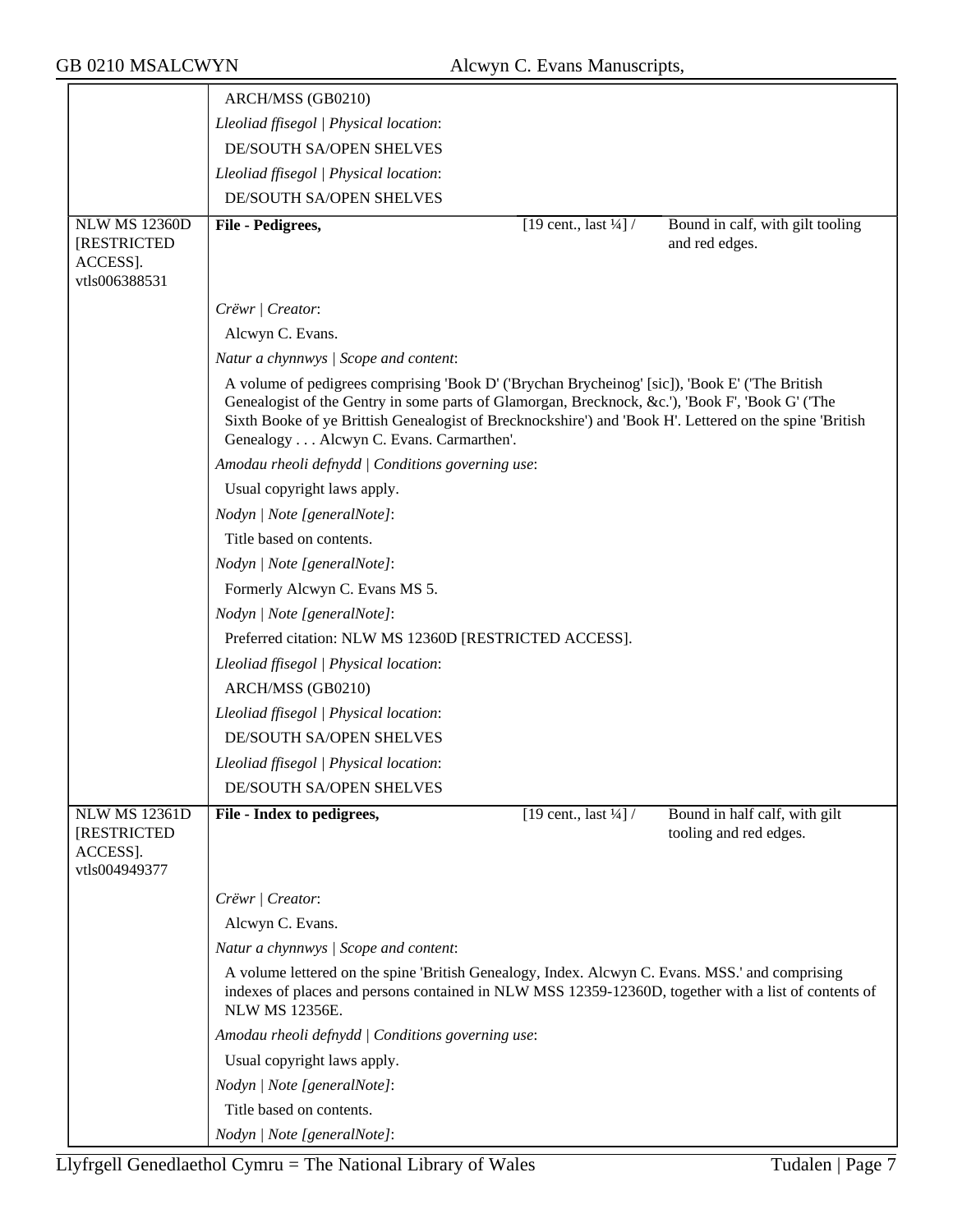| | | | |
|---|---|---|---|
| | ARCH/MSS (GB0210) | | |
| | *Lleoliad ffisegol \| Physical location*: | | |
| | DE/SOUTH SA/OPEN SHELVES | | |
| | *Lleoliad ffisegol \| Physical location*: | | |
| | DE/SOUTH SA/OPEN SHELVES | | |
| NLW MS 12360D [RESTRICTED ACCESS]. vtls006388531 | **File - Pedigrees,** | [19 cent., last ¼] / | Bound in calf, with gilt tooling and red edges. |
| | *Crëwr \| Creator*: | | |
| | Alcwyn C. Evans. | | |
| | *Natur a chynnwys \| Scope and content*: | | |
| | A volume of pedigrees comprising 'Book D' ('Brychan Brycheinog' [sic]), 'Book E' ('The British Genealogist of the Gentry in some parts of Glamorgan, Brecknock, &c.'), 'Book F', 'Book G' ('The Sixth Booke of ye Brittish Genealogist of Brecknockshire') and 'Book H'. Lettered on the spine 'British Genealogy . . . Alcwyn C. Evans. Carmarthen'. | | |
| | *Amodau rheoli defnydd \| Conditions governing use*: | | |
| | Usual copyright laws apply. | | |
| | *Nodyn \| Note [generalNote]*: | | |
| | Title based on contents. | | |
| | *Nodyn \| Note [generalNote]*: | | |
| | Formerly Alcwyn C. Evans MS 5. | | |
| | *Nodyn \| Note [generalNote]*: | | |
| | Preferred citation: NLW MS 12360D [RESTRICTED ACCESS]. | | |
| | *Lleoliad ffisegol \| Physical location*: | | |
| | ARCH/MSS (GB0210) | | |
| | *Lleoliad ffisegol \| Physical location*: | | |
| | DE/SOUTH SA/OPEN SHELVES | | |
| | *Lleoliad ffisegol \| Physical location*: | | |
| | DE/SOUTH SA/OPEN SHELVES | | |
| NLW MS 12361D [RESTRICTED ACCESS]. vtls004949377 | **File - Index to pedigrees,** | [19 cent., last ¼] / | Bound in half calf, with gilt tooling and red edges. |
| | *Crëwr \| Creator*: | | |
| | Alcwyn C. Evans. | | |
| | *Natur a chynnwys \| Scope and content*: | | |
| | A volume lettered on the spine 'British Genealogy, Index. Alcwyn C. Evans. MSS.' and comprising indexes of places and persons contained in NLW MSS 12359-12360D, together with a list of contents of NLW MS 12356E. | | |
| | *Amodau rheoli defnydd \| Conditions governing use*: | | |
| | Usual copyright laws apply. | | |
| | *Nodyn \| Note [generalNote]*: | | |
| | Title based on contents. | | |
| | *Nodyn \| Note [generalNote]*: | | |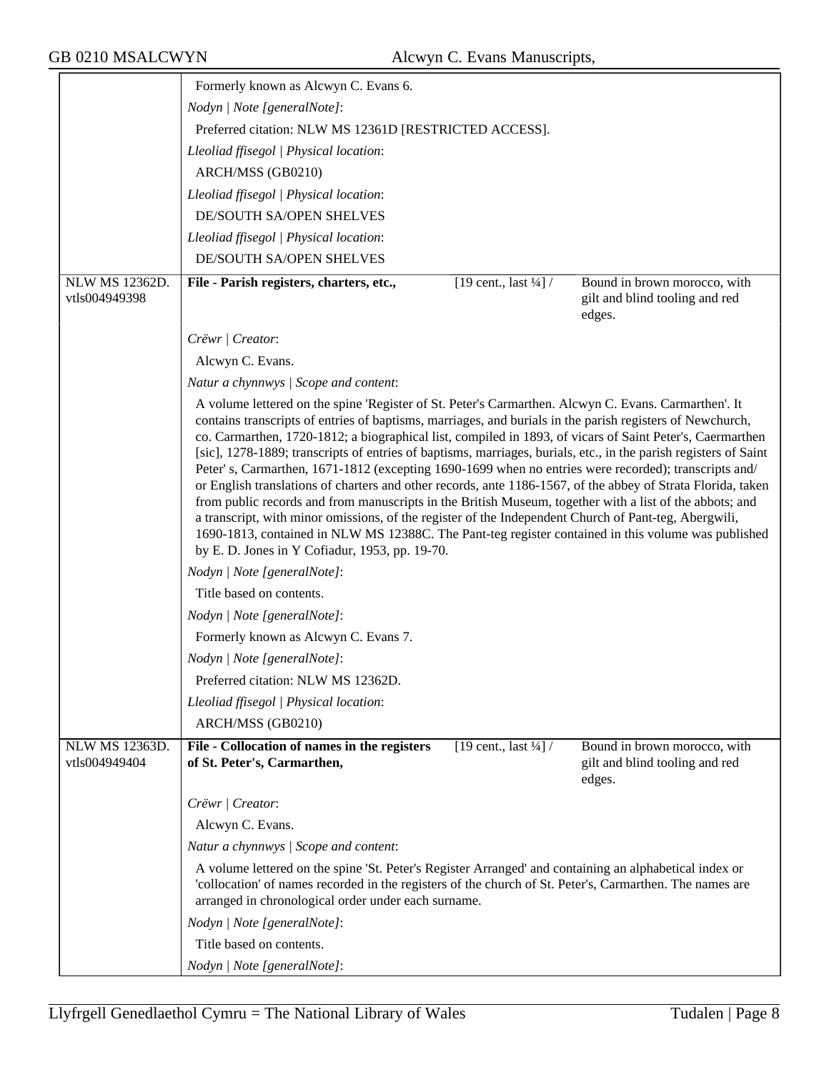Formerly known as Alcwyn C. Evans 6.

*Nodyn | Note [generalNote]*:

Preferred citation: NLW MS 12361D [RESTRICTED ACCESS].

*Lleoliad ffisegol | Physical location*:

ARCH/MSS (GB0210)

*Lleoliad ffisegol | Physical location*:

DE/SOUTH SA/OPEN SHELVES

*Lleoliad ffisegol | Physical location*:

DE/SOUTH SA/OPEN SHELVES

---

NLW MS 12362D.
vtls004949398

**File - Parish registers, charters, etc.,** [19 cent., last ¼] / Bound in brown morocco, with gilt and blind tooling and red edges.

*Crëwr | Creator*:

Alcwyn C. Evans.

*Natur a chynnwys | Scope and content*:

A volume lettered on the spine 'Register of St. Peter's Carmarthen. Alcwyn C. Evans. Carmarthen'. It contains transcripts of entries of baptisms, marriages, and burials in the parish registers of Newchurch, co. Carmarthen, 1720-1812; a biographical list, compiled in 1893, of vicars of Saint Peter's, Caermarthen [sic], 1278-1889; transcripts of entries of baptisms, marriages, burials, etc., in the parish registers of Saint Peter' s, Carmarthen, 1671-1812 (excepting 1690-1699 when no entries were recorded); transcripts and/ or English translations of charters and other records, ante 1186-1567, of the abbey of Strata Florida, taken from public records and from manuscripts in the British Museum, together with a list of the abbots; and a transcript, with minor omissions, of the register of the Independent Church of Pant-teg, Abergwili, 1690-1813, contained in NLW MS 12388C. The Pant-teg register contained in this volume was published by E. D. Jones in Y Cofiadur, 1953, pp. 19-70.

*Nodyn | Note [generalNote]*:

Title based on contents.

*Nodyn | Note [generalNote]*:

Formerly known as Alcwyn C. Evans 7.

*Nodyn | Note [generalNote]*:

Preferred citation: NLW MS 12362D.

*Lleoliad ffisegol | Physical location*:

ARCH/MSS (GB0210)

---

NLW MS 12363D.
vtls004949404

**File - Collocation of names in the registers of St. Peter's, Carmarthen,** [19 cent., last ¼] / Bound in brown morocco, with gilt and blind tooling and red edges.

*Crëwr | Creator*:

Alcwyn C. Evans.

*Natur a chynnwys | Scope and content*:

A volume lettered on the spine 'St. Peter's Register Arranged' and containing an alphabetical index or 'collocation' of names recorded in the registers of the church of St. Peter's, Carmarthen. The names are arranged in chronological order under each surname.

*Nodyn | Note [generalNote]*:

Title based on contents.

*Nodyn | Note [generalNote]*: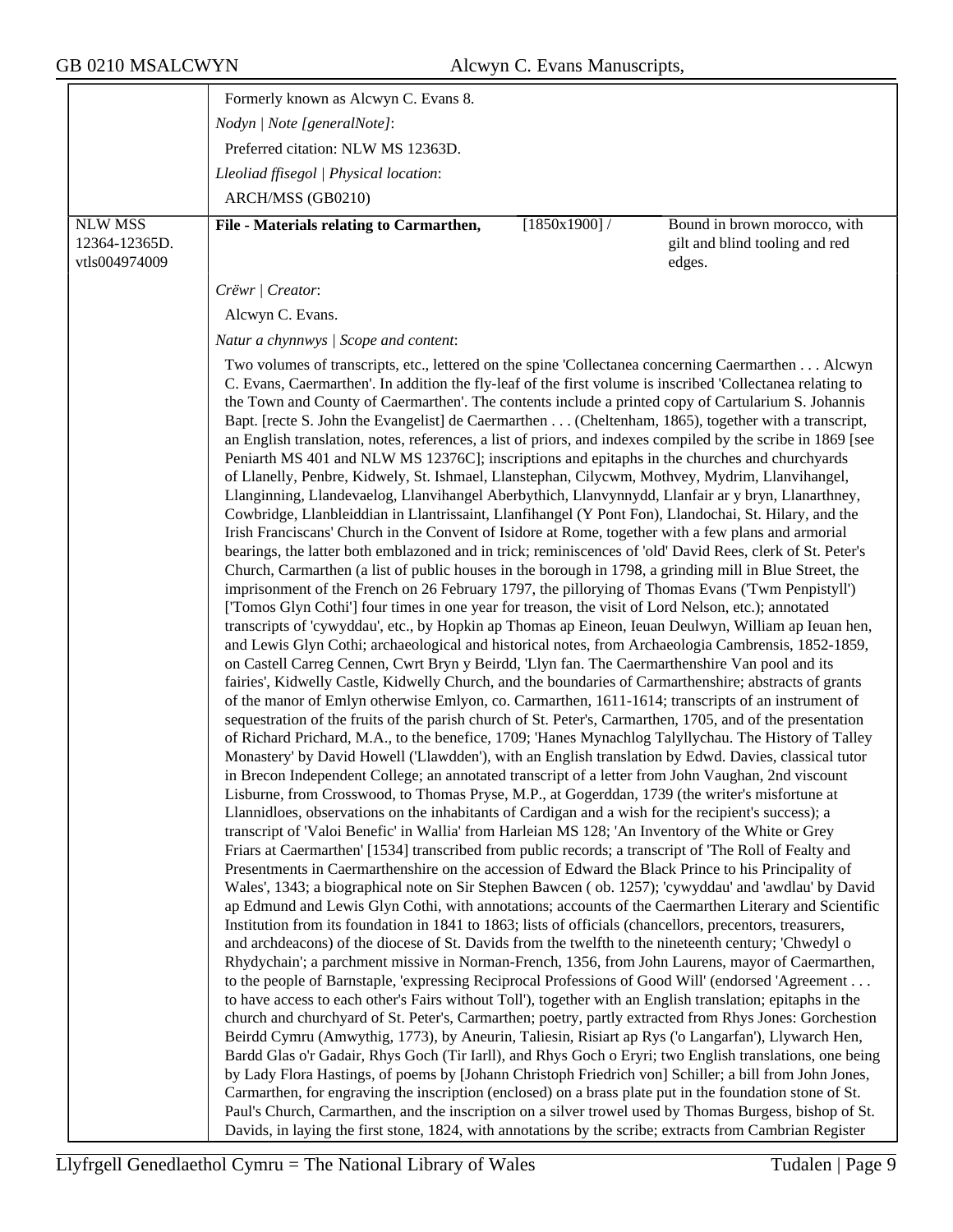Formerly known as Alcwyn C. Evans 8.

*Nodyn | Note [generalNote]*:

Preferred citation: NLW MS 12363D.

*Lleoliad ffisegol | Physical location*:

ARCH/MSS (GB0210)

| | | | |
|---|---|---|---|
| NLW MSS 12364-12365D. vtls004974009 | **File - Materials relating to Carmarthen,** | [1850x1900] / | Bound in brown morocco, with gilt and blind tooling and red edges. |

*Crëwr | Creator*:

Alcwyn C. Evans.

*Natur a chynnwys | Scope and content*:

Two volumes of transcripts, etc., lettered on the spine 'Collectanea concerning Caermarthen . . . Alcwyn C. Evans, Caermarthen'. In addition the fly-leaf of the first volume is inscribed 'Collectanea relating to the Town and County of Caermarthen'. The contents include a printed copy of Cartularium S. Johannis Bapt. [recte S. John the Evangelist] de Caermarthen . . . (Cheltenham, 1865), together with a transcript, an English translation, notes, references, a list of priors, and indexes compiled by the scribe in 1869 [see Peniarth MS 401 and NLW MS 12376C]; inscriptions and epitaphs in the churches and churchyards of Llanelly, Penbre, Kidwely, St. Ishmael, Llanstephan, Cilycwm, Mothvey, Mydrim, Llanvihangel, Llanginning, Llandevaelog, Llanvihangel Aberbythich, Llanvynnydd, Llanfair ar y bryn, Llanarthney, Cowbridge, Llanbleiddian in Llantrissaint, Llanfihangel (Y Pont Fon), Llandochai, St. Hilary, and the Irish Franciscans' Church in the Convent of Isidore at Rome, together with a few plans and armorial bearings, the latter both emblazoned and in trick; reminiscences of 'old' David Rees, clerk of St. Peter's Church, Carmarthen (a list of public houses in the borough in 1798, a grinding mill in Blue Street, the imprisonment of the French on 26 February 1797, the pillorying of Thomas Evans ('Twm Penpistyll') ['Tomos Glyn Cothi'] four times in one year for treason, the visit of Lord Nelson, etc.); annotated transcripts of 'cywyddau', etc., by Hopkin ap Thomas ap Eineon, Ieuan Deulwyn, William ap Ieuan hen, and Lewis Glyn Cothi; archaeological and historical notes, from Archaeologia Cambrensis, 1852-1859, on Castell Carreg Cennen, Cwrt Bryn y Beirdd, 'Llyn fan. The Caermarthenshire Van pool and its fairies', Kidwelly Castle, Kidwelly Church, and the boundaries of Carmarthenshire; abstracts of grants of the manor of Emlyn otherwise Emlyon, co. Carmarthen, 1611-1614; transcripts of an instrument of sequestration of the fruits of the parish church of St. Peter's, Carmarthen, 1705, and of the presentation of Richard Prichard, M.A., to the benefice, 1709; 'Hanes Mynachlog Talyllychau. The History of Talley Monastery' by David Howell ('Llawdden'), with an English translation by Edwd. Davies, classical tutor in Brecon Independent College; an annotated transcript of a letter from John Vaughan, 2nd viscount Lisburne, from Crosswood, to Thomas Pryse, M.P., at Gogerddan, 1739 (the writer's misfortune at Llannidloes, observations on the inhabitants of Cardigan and a wish for the recipient's success); a transcript of 'Valoi Benefic' in Wallia' from Harleian MS 128; 'An Inventory of the White or Grey Friars at Caermarthen' [1534] transcribed from public records; a transcript of 'The Roll of Fealty and Presentments in Caermarthenshire on the accession of Edward the Black Prince to his Principality of Wales', 1343; a biographical note on Sir Stephen Bawcen ( ob. 1257); 'cywyddau' and 'awdlau' by David ap Edmund and Lewis Glyn Cothi, with annotations; accounts of the Caermarthen Literary and Scientific Institution from its foundation in 1841 to 1863; lists of officials (chancellors, precentors, treasurers, and archdeacons) of the diocese of St. Davids from the twelfth to the nineteenth century; 'Chwedyl o Rhydychain'; a parchment missive in Norman-French, 1356, from John Laurens, mayor of Caermarthen, to the people of Barnstaple, 'expressing Reciprocal Professions of Good Will' (endorsed 'Agreement . . . to have access to each other's Fairs without Toll'), together with an English translation; epitaphs in the church and churchyard of St. Peter's, Carmarthen; poetry, partly extracted from Rhys Jones: Gorchestion Beirdd Cymru (Amwythig, 1773), by Aneurin, Taliesin, Risiart ap Rys ('o Langarfan'), Llywarch Hen, Bardd Glas o'r Gadair, Rhys Goch (Tir Iarll), and Rhys Goch o Eryri; two English translations, one being by Lady Flora Hastings, of poems by [Johann Christoph Friedrich von] Schiller; a bill from John Jones, Carmarthen, for engraving the inscription (enclosed) on a brass plate put in the foundation stone of St. Paul's Church, Carmarthen, and the inscription on a silver trowel used by Thomas Burgess, bishop of St. Davids, in laying the first stone, 1824, with annotations by the scribe; extracts from Cambrian Register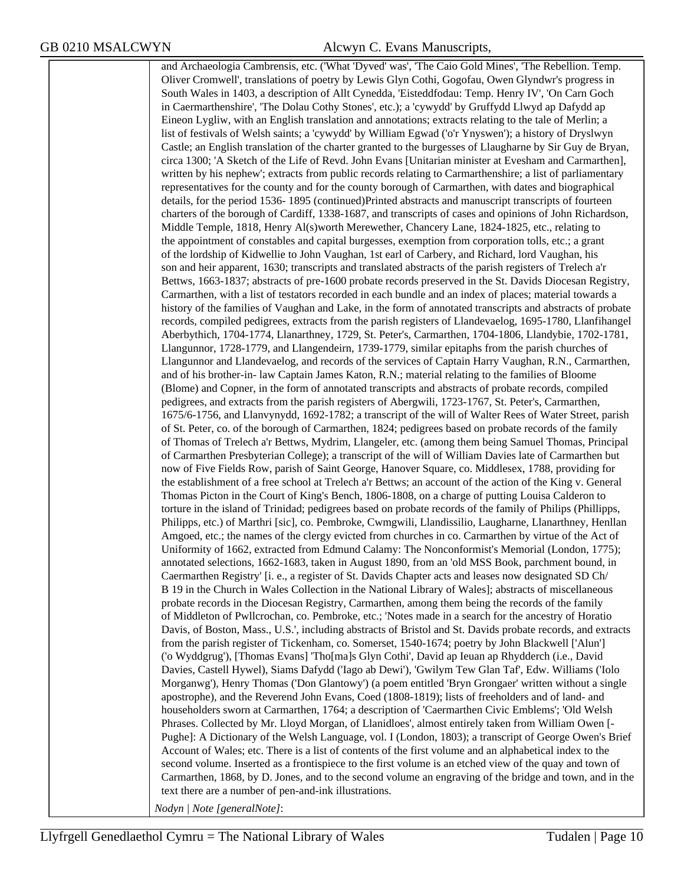and Archaeologia Cambrensis, etc. ('What 'Dyved' was', 'The Caio Gold Mines', 'The Rebellion. Temp. Oliver Cromwell', translations of poetry by Lewis Glyn Cothi, Gogofau, Owen Glyndwr's progress in South Wales in 1403, a description of Allt Cynedda, 'Eisteddfodau: Temp. Henry IV', 'On Carn Goch in Caermarthenshire', 'The Dolau Cothy Stones', etc.); a 'cywydd' by Gruffydd Llwyd ap Dafydd ap Eineon Lygliw, with an English translation and annotations; extracts relating to the tale of Merlin; a list of festivals of Welsh saints; a 'cywydd' by William Egwad ('o'r Ynyswen'); a history of Dryslwyn Castle; an English translation of the charter granted to the burgesses of Llaugharne by Sir Guy de Bryan, circa 1300; 'A Sketch of the Life of Revd. John Evans [Unitarian minister at Evesham and Carmarthen], written by his nephew'; extracts from public records relating to Carmarthenshire; a list of parliamentary representatives for the county and for the county borough of Carmarthen, with dates and biographical details, for the period 1536- 1895 (continued)Printed abstracts and manuscript transcripts of fourteen charters of the borough of Cardiff, 1338-1687, and transcripts of cases and opinions of John Richardson, Middle Temple, 1818, Henry Al(s)worth Merewether, Chancery Lane, 1824-1825, etc., relating to the appointment of constables and capital burgesses, exemption from corporation tolls, etc.; a grant of the lordship of Kidwellie to John Vaughan, 1st earl of Carbery, and Richard, lord Vaughan, his son and heir apparent, 1630; transcripts and translated abstracts of the parish registers of Trelech a'r Bettws, 1663-1837; abstracts of pre-1600 probate records preserved in the St. Davids Diocesan Registry, Carmarthen, with a list of testators recorded in each bundle and an index of places; material towards a history of the families of Vaughan and Lake, in the form of annotated transcripts and abstracts of probate records, compiled pedigrees, extracts from the parish registers of Llandevaelog, 1695-1780, Llanfihangel Aberbythich, 1704-1774, Llanarthney, 1729, St. Peter's, Carmarthen, 1704-1806, Llandybie, 1702-1781, Llangunnor, 1728-1779, and Llangendeirn, 1739-1779, similar epitaphs from the parish churches of Llangunnor and Llandevaelog, and records of the services of Captain Harry Vaughan, R.N., Carmarthen, and of his brother-in- law Captain James Katon, R.N.; material relating to the families of Bloome (Blome) and Copner, in the form of annotated transcripts and abstracts of probate records, compiled pedigrees, and extracts from the parish registers of Abergwili, 1723-1767, St. Peter's, Carmarthen, 1675/6-1756, and Llanvynydd, 1692-1782; a transcript of the will of Walter Rees of Water Street, parish of St. Peter, co. of the borough of Carmarthen, 1824; pedigrees based on probate records of the family of Thomas of Trelech a'r Bettws, Mydrim, Llangeler, etc. (among them being Samuel Thomas, Principal of Carmarthen Presbyterian College); a transcript of the will of William Davies late of Carmarthen but now of Five Fields Row, parish of Saint George, Hanover Square, co. Middlesex, 1788, providing for the establishment of a free school at Trelech a'r Bettws; an account of the action of the King v. General Thomas Picton in the Court of King's Bench, 1806-1808, on a charge of putting Louisa Calderon to torture in the island of Trinidad; pedigrees based on probate records of the family of Philips (Phillipps, Philipps, etc.) of Marthri [sic], co. Pembroke, Cwmgwili, Llandissilio, Laugharne, Llanarthney, Henllan Amgoed, etc.; the names of the clergy evicted from churches in co. Carmarthen by virtue of the Act of Uniformity of 1662, extracted from Edmund Calamy: The Nonconformist's Memorial (London, 1775); annotated selections, 1662-1683, taken in August 1890, from an 'old MSS Book, parchment bound, in Caermarthen Registry' [i. e., a register of St. Davids Chapter acts and leases now designated SD Ch/ B 19 in the Church in Wales Collection in the National Library of Wales]; abstracts of miscellaneous probate records in the Diocesan Registry, Carmarthen, among them being the records of the family of Middleton of Pwllcrochan, co. Pembroke, etc.; 'Notes made in a search for the ancestry of Horatio Davis, of Boston, Mass., U.S.', including abstracts of Bristol and St. Davids probate records, and extracts from the parish register of Tickenham, co. Somerset, 1540-1674; poetry by John Blackwell ['Alun'] ('o Wyddgrug'), [Thomas Evans] 'Tho[ma]s Glyn Cothi', David ap Ieuan ap Rhydderch (i.e., David Davies, Castell Hywel), Siams Dafydd ('Iago ab Dewi'), 'Gwilym Tew Glan Taf', Edw. Williams ('Iolo Morganwg'), Henry Thomas ('Don Glantowy') (a poem entitled 'Bryn Grongaer' written without a single apostrophe), and the Reverend John Evans, Coed (1808-1819); lists of freeholders and of land- and householders sworn at Carmarthen, 1764; a description of 'Caermarthen Civic Emblems'; 'Old Welsh Phrases. Collected by Mr. Lloyd Morgan, of Llanidloes', almost entirely taken from William Owen [-Pughe]: A Dictionary of the Welsh Language, vol. I (London, 1803); a transcript of George Owen's Brief Account of Wales; etc. There is a list of contents of the first volume and an alphabetical index to the second volume. Inserted as a frontispiece to the first volume is an etched view of the quay and town of Carmarthen, 1868, by D. Jones, and to the second volume an engraving of the bridge and town, and in the text there are a number of pen-and-ink illustrations.

*Nodyn | Note [generalNote]*: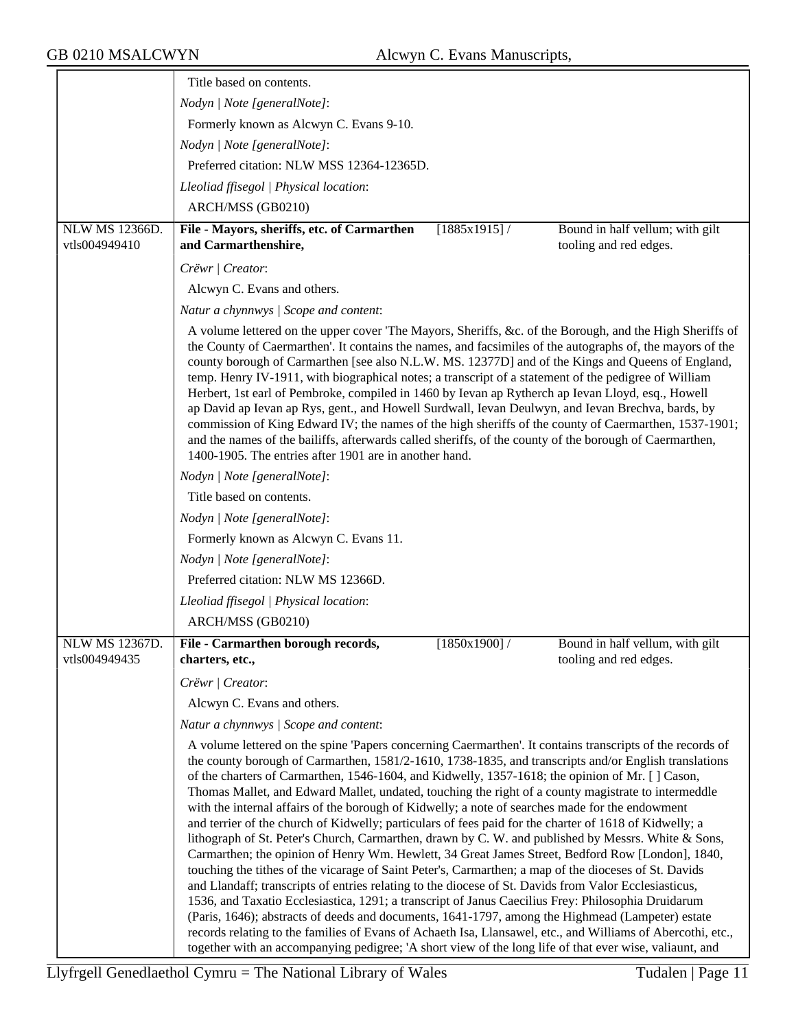Title based on contents.

*Nodyn | Note [generalNote]*:

Formerly known as Alcwyn C. Evans 9-10.

*Nodyn | Note [generalNote]*:

Preferred citation: NLW MSS 12364-12365D.

*Lleoliad ffisegol | Physical location*:

ARCH/MSS (GB0210)

| | | | |
|---|---|---|---|
| NLW MS 12366D. vtls004949410 | **File - Mayors, sheriffs, etc. of Carmarthen and Carmarthenshire,** | [1885x1915] / | Bound in half vellum; with gilt tooling and red edges. |

*Crëwr | Creator*:

Alcwyn C. Evans and others.

*Natur a chynnwys | Scope and content*:

A volume lettered on the upper cover 'The Mayors, Sheriffs, &c. of the Borough, and the High Sheriffs of the County of Caermarthen'. It contains the names, and facsimiles of the autographs of, the mayors of the county borough of Carmarthen [see also N.L.W. MS. 12377D] and of the Kings and Queens of England, temp. Henry IV-1911, with biographical notes; a transcript of a statement of the pedigree of William Herbert, 1st earl of Pembroke, compiled in 1460 by Ievan ap Rytherch ap Ievan Lloyd, esq., Howell ap David ap Ievan ap Rys, gent., and Howell Surdwall, Ievan Deulwyn, and Ievan Brechva, bards, by commission of King Edward IV; the names of the high sheriffs of the county of Caermarthen, 1537-1901; and the names of the bailiffs, afterwards called sheriffs, of the county of the borough of Caermarthen, 1400-1905. The entries after 1901 are in another hand.

*Nodyn | Note [generalNote]*:

Title based on contents.

*Nodyn | Note [generalNote]*:

Formerly known as Alcwyn C. Evans 11.

*Nodyn | Note [generalNote]*:

Preferred citation: NLW MS 12366D.

*Lleoliad ffisegol | Physical location*:

ARCH/MSS (GB0210)

| | | | |
|---|---|---|---|
| NLW MS 12367D. vtls004949435 | **File - Carmarthen borough records, charters, etc.,** | [1850x1900] / | Bound in half vellum, with gilt tooling and red edges. |

*Crëwr | Creator*:

Alcwyn C. Evans and others.

*Natur a chynnwys | Scope and content*:

A volume lettered on the spine 'Papers concerning Caermarthen'. It contains transcripts of the records of the county borough of Carmarthen, 1581/2-1610, 1738-1835, and transcripts and/or English translations of the charters of Carmarthen, 1546-1604, and Kidwelly, 1357-1618; the opinion of Mr. [ ] Cason, Thomas Mallet, and Edward Mallet, undated, touching the right of a county magistrate to intermeddle with the internal affairs of the borough of Kidwelly; a note of searches made for the endowment and terrier of the church of Kidwelly; particulars of fees paid for the charter of 1618 of Kidwelly; a lithograph of St. Peter's Church, Carmarthen, drawn by C. W. and published by Messrs. White & Sons, Carmarthen; the opinion of Henry Wm. Hewlett, 34 Great James Street, Bedford Row [London], 1840, touching the tithes of the vicarage of Saint Peter's, Carmarthen; a map of the dioceses of St. Davids and Llandaff; transcripts of entries relating to the diocese of St. Davids from Valor Ecclesiasticus, 1536, and Taxatio Ecclesiastica, 1291; a transcript of Janus Caecilius Frey: Philosophia Druidarum (Paris, 1646); abstracts of deeds and documents, 1641-1797, among the Highmead (Lampeter) estate records relating to the families of Evans of Achaeth Isa, Llansawel, etc., and Williams of Abercothi, etc., together with an accompanying pedigree; 'A short view of the long life of that ever wise, valiaunt, and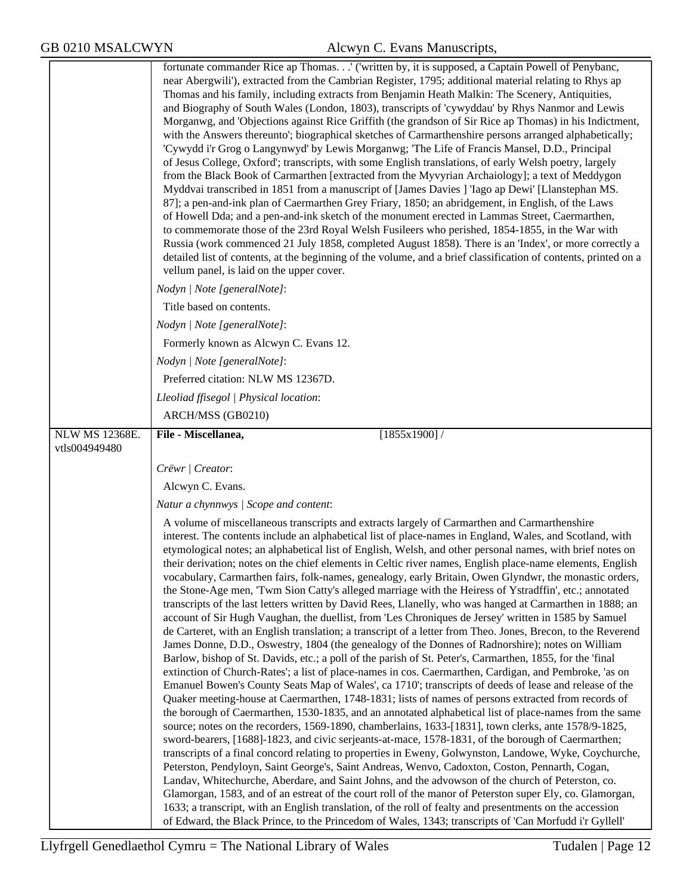| | |
|---|---|
| | fortunate commander Rice ap Thomas. . .' ('written by, it is supposed, a Captain Powell of Penybanc, near Abergwili'), extracted from the Cambrian Register, 1795; additional material relating to Rhys ap Thomas and his family, including extracts from Benjamin Heath Malkin: The Scenery, Antiquities, and Biography of South Wales (London, 1803), transcripts of 'cywyddau' by Rhys Nanmor and Lewis Morganwg, and 'Objections against Rice Griffith (the grandson of Sir Rice ap Thomas) in his Indictment, with the Answers thereunto'; biographical sketches of Carmarthenshire persons arranged alphabetically; 'Cywydd i'r Grog o Langynwyd' by Lewis Morganwg; 'The Life of Francis Mansel, D.D., Principal of Jesus College, Oxford'; transcripts, with some English translations, of early Welsh poetry, largely from the Black Book of Carmarthen [extracted from the Myvyrian Archaiology]; a text of Meddygon Myddvai transcribed in 1851 from a manuscript of [James Davies ] 'Iago ap Dewi' [Llanstephan MS. 87]; a pen-and-ink plan of Caermarthen Grey Friary, 1850; an abridgement, in English, of the Laws of Howell Dda; and a pen-and-ink sketch of the monument erected in Lammas Street, Caermarthen, to commemorate those of the 23rd Royal Welsh Fusileers who perished, 1854-1855, in the War with Russia (work commenced 21 July 1858, completed August 1858). There is an 'Index', or more correctly a detailed list of contents, at the beginning of the volume, and a brief classification of contents, printed on a vellum panel, is laid on the upper cover.<br><br>*Nodyn \| Note [generalNote]*:<br>Title based on contents.<br><br>*Nodyn \| Note [generalNote]*:<br>Formerly known as Alcwyn C. Evans 12.<br><br>*Nodyn \| Note [generalNote]*:<br>Preferred citation: NLW MS 12367D.<br><br>*Lleoliad ffisegol \| Physical location*:<br>ARCH/MSS (GB0210) |
| NLW MS 12368E. vtls004949480 | **File - Miscellanea,** [1855x1900] /<br><br>*Crëwr \| Creator*:<br>Alcwyn C. Evans.<br><br>*Natur a chynnwys \| Scope and content*:<br>A volume of miscellaneous transcripts and extracts largely of Carmarthen and Carmarthenshire interest. The contents include an alphabetical list of place-names in England, Wales, and Scotland, with etymological notes; an alphabetical list of English, Welsh, and other personal names, with brief notes on their derivation; notes on the chief elements in Celtic river names, English place-name elements, English vocabulary, Carmarthen fairs, folk-names, genealogy, early Britain, Owen Glyndwr, the monastic orders, the Stone-Age men, 'Twm Sion Catty's alleged marriage with the Heiress of Ystradffin', etc.; annotated transcripts of the last letters written by David Rees, Llanelly, who was hanged at Carmarthen in 1888; an account of Sir Hugh Vaughan, the duellist, from 'Les Chroniques de Jersey' written in 1585 by Samuel de Carteret, with an English translation; a transcript of a letter from Theo. Jones, Brecon, to the Reverend James Donne, D.D., Oswestry, 1804 (the genealogy of the Donnes of Radnorshire); notes on William Barlow, bishop of St. Davids, etc.; a poll of the parish of St. Peter's, Carmarthen, 1855, for the 'final extinction of Church-Rates'; a list of place-names in cos. Caermarthen, Cardigan, and Pembroke, 'as on Emanuel Bowen's County Seats Map of Wales', ca 1710'; transcripts of deeds of lease and release of the Quaker meeting-house at Caermarthen, 1748-1831; lists of names of persons extracted from records of the borough of Caermarthen, 1530-1835, and an annotated alphabetical list of place-names from the same source; notes on the recorders, 1569-1890, chamberlains, 1633-[1831], town clerks, ante 1578/9-1825, sword-bearers, [1688]-1823, and civic serjeants-at-mace, 1578-1831, of the borough of Caermarthen; transcripts of a final concord relating to properties in Eweny, Golwynston, Landowe, Wyke, Coychurche, Peterston, Pendyloyn, Saint George's, Saint Andreas, Wenvo, Cadoxton, Coston, Pennarth, Cogan, Landav, Whitechurche, Aberdare, and Saint Johns, and the advowson of the church of Peterston, co. Glamorgan, 1583, and of an estreat of the court roll of the manor of Peterston super Ely, co. Glamorgan, 1633; a transcript, with an English translation, of the roll of fealty and presentments on the accession of Edward, the Black Prince, to the Princedom of Wales, 1343; transcripts of 'Can Morfudd i'r Gyllell' |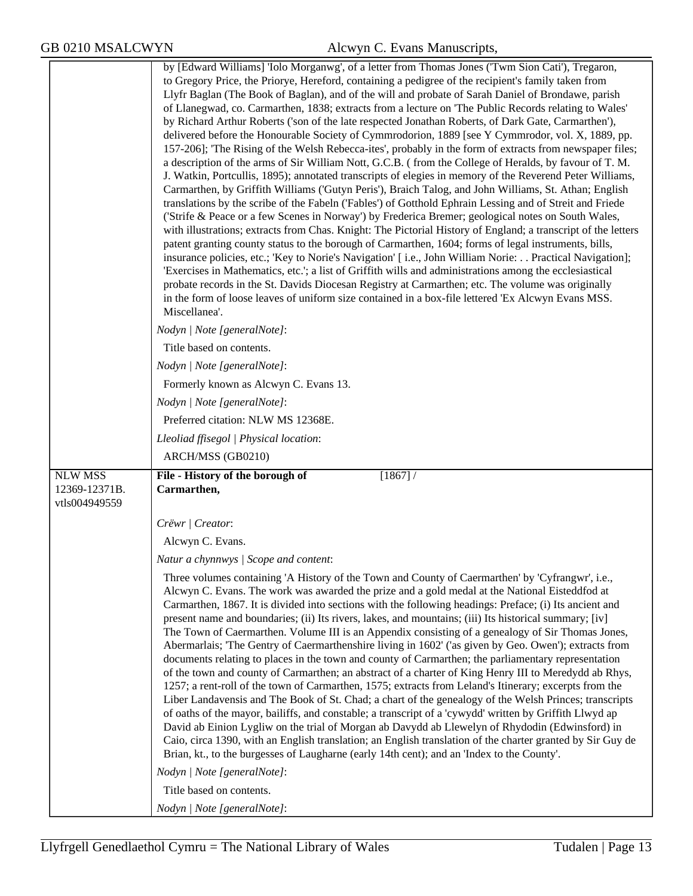by [Edward Williams] 'Iolo Morganwg', of a letter from Thomas Jones ('Twm Sion Cati'), Tregaron, to Gregory Price, the Priorye, Hereford, containing a pedigree of the recipient's family taken from Llyfr Baglan (The Book of Baglan), and of the will and probate of Sarah Daniel of Brondawe, parish of Llanegwad, co. Carmarthen, 1838; extracts from a lecture on 'The Public Records relating to Wales' by Richard Arthur Roberts ('son of the late respected Jonathan Roberts, of Dark Gate, Carmarthen'), delivered before the Honourable Society of Cymmrodorion, 1889 [see Y Cymmrodor, vol. X, 1889, pp. 157-206]; 'The Rising of the Welsh Rebecca-ites', probably in the form of extracts from newspaper files; a description of the arms of Sir William Nott, G.C.B. ( from the College of Heralds, by favour of T. M. J. Watkin, Portcullis, 1895); annotated transcripts of elegies in memory of the Reverend Peter Williams, Carmarthen, by Griffith Williams ('Gutyn Peris'), Braich Talog, and John Williams, St. Athan; English translations by the scribe of the Fabeln ('Fables') of Gotthold Ephrain Lessing and of Streit and Friede ('Strife & Peace or a few Scenes in Norway') by Frederica Bremer; geological notes on South Wales, with illustrations; extracts from Chas. Knight: The Pictorial History of England; a transcript of the letters patent granting county status to the borough of Carmarthen, 1604; forms of legal instruments, bills, insurance policies, etc.; 'Key to Norie's Navigation' [ i.e., John William Norie: . . Practical Navigation]; 'Exercises in Mathematics, etc.'; a list of Griffith wills and administrations among the ecclesiastical probate records in the St. Davids Diocesan Registry at Carmarthen; etc. The volume was originally in the form of loose leaves of uniform size contained in a box-file lettered 'Ex Alcwyn Evans MSS. Miscellanea'.

*Nodyn | Note [generalNote]*:

Title based on contents.

*Nodyn | Note [generalNote]*:

Formerly known as Alcwyn C. Evans 13.

*Nodyn | Note [generalNote]*:

Preferred citation: NLW MS 12368E.

*Lleoliad ffisegol | Physical location*:

ARCH/MSS (GB0210)

---

NLW MSS 12369-12371B. vtls004949559

**File - History of the borough of Carmarthen,** [1867] /

*Crëwr | Creator*:

Alcwyn C. Evans.

*Natur a chynnwys | Scope and content*:

Three volumes containing 'A History of the Town and County of Caermarthen' by 'Cyfrangwr', i.e., Alcwyn C. Evans. The work was awarded the prize and a gold medal at the National Eisteddfod at Carmarthen, 1867. It is divided into sections with the following headings: Preface; (i) Its ancient and present name and boundaries; (ii) Its rivers, lakes, and mountains; (iii) Its historical summary; [iv] The Town of Caermarthen. Volume III is an Appendix consisting of a genealogy of Sir Thomas Jones, Abermarlais; 'The Gentry of Caermarthenshire living in 1602' ('as given by Geo. Owen'); extracts from documents relating to places in the town and county of Carmarthen; the parliamentary representation of the town and county of Carmarthen; an abstract of a charter of King Henry III to Meredydd ab Rhys, 1257; a rent-roll of the town of Carmarthen, 1575; extracts from Leland's Itinerary; excerpts from the Liber Landavensis and The Book of St. Chad; a chart of the genealogy of the Welsh Princes; transcripts of oaths of the mayor, bailiffs, and constable; a transcript of a 'cywydd' written by Griffith Llwyd ap David ab Einion Lygliw on the trial of Morgan ab Davydd ab Llewelyn of Rhydodin (Edwinsford) in Caio, circa 1390, with an English translation; an English translation of the charter granted by Sir Guy de Brian, kt., to the burgesses of Laugharne (early 14th cent); and an 'Index to the County'.

*Nodyn | Note [generalNote]*:

Title based on contents.

*Nodyn | Note [generalNote]*: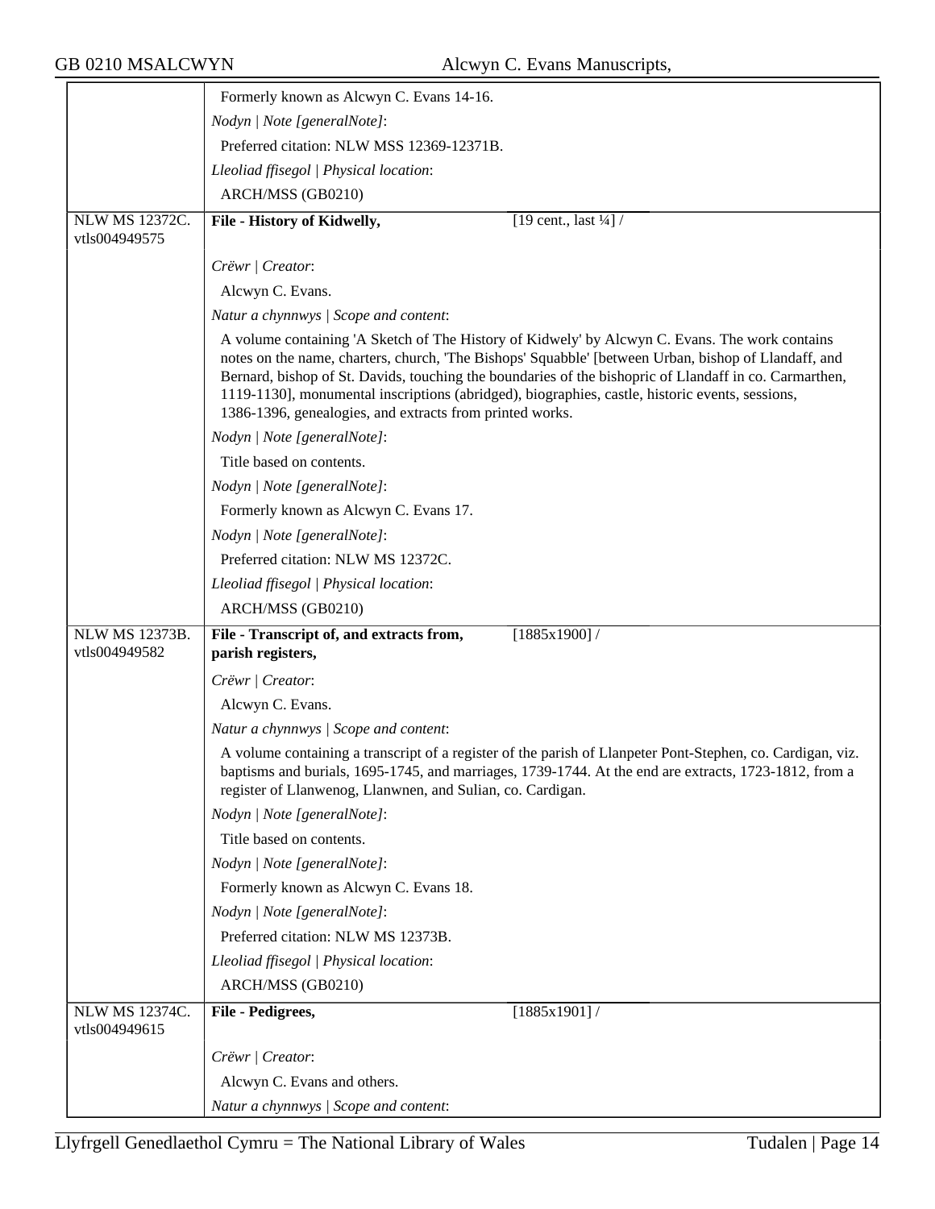Formerly known as Alcwyn C. Evans 14-16.

*Nodyn | Note [generalNote]*:

Preferred citation: NLW MSS 12369-12371B.

*Lleoliad ffisegol | Physical location*:

ARCH/MSS (GB0210)

---

NLW MS 12372C. vtls004949575

**File - History of Kidwelly,** [19 cent., last ¼] /

*Crëwr | Creator*:

Alcwyn C. Evans.

*Natur a chynnwys | Scope and content*:

A volume containing 'A Sketch of The History of Kidwely' by Alcwyn C. Evans. The work contains notes on the name, charters, church, 'The Bishops' Squabble' [between Urban, bishop of Llandaff, and Bernard, bishop of St. Davids, touching the boundaries of the bishopric of Llandaff in co. Carmarthen, 1119-1130], monumental inscriptions (abridged), biographies, castle, historic events, sessions, 1386-1396, genealogies, and extracts from printed works.

*Nodyn | Note [generalNote]*:

Title based on contents.

*Nodyn | Note [generalNote]*:

Formerly known as Alcwyn C. Evans 17.

*Nodyn | Note [generalNote]*:

Preferred citation: NLW MS 12372C.

*Lleoliad ffisegol | Physical location*:

ARCH/MSS (GB0210)

---

NLW MS 12373B. vtls004949582

**File - Transcript of, and extracts from, parish registers,** [1885x1900] /

*Crëwr | Creator*:

Alcwyn C. Evans.

*Natur a chynnwys | Scope and content*:

A volume containing a transcript of a register of the parish of Llanpeter Pont-Stephen, co. Cardigan, viz. baptisms and burials, 1695-1745, and marriages, 1739-1744. At the end are extracts, 1723-1812, from a register of Llanwenog, Llanwnen, and Sulian, co. Cardigan.

*Nodyn | Note [generalNote]*:

Title based on contents.

*Nodyn | Note [generalNote]*:

Formerly known as Alcwyn C. Evans 18.

*Nodyn | Note [generalNote]*:

Preferred citation: NLW MS 12373B.

*Lleoliad ffisegol | Physical location*:

ARCH/MSS (GB0210)

---

NLW MS 12374C. vtls004949615

**File - Pedigrees,** [1885x1901] /

*Crëwr | Creator*:

Alcwyn C. Evans and others.

*Natur a chynnwys | Scope and content*: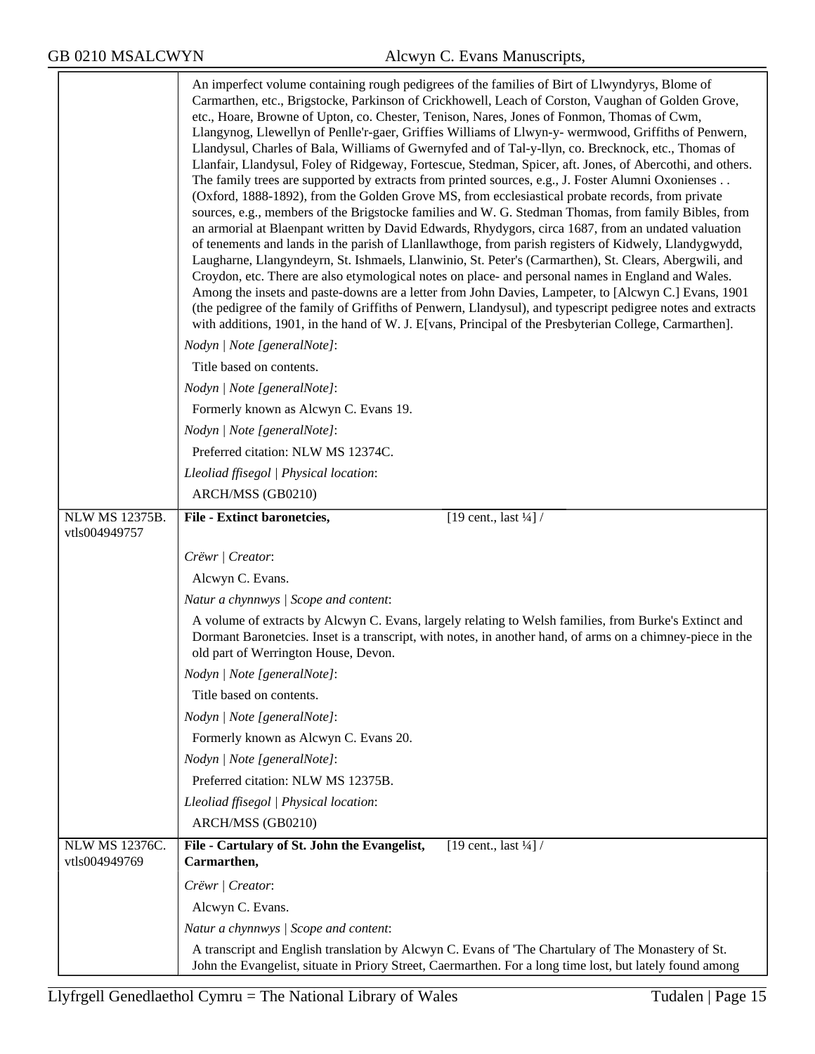| | |
|---|---|
| | An imperfect volume containing rough pedigrees of the families of Birt of Llwyndyrys, Blome of Carmarthen, etc., Brigstocke, Parkinson of Crickhowell, Leach of Corston, Vaughan of Golden Grove, etc., Hoare, Browne of Upton, co. Chester, Tenison, Nares, Jones of Fonmon, Thomas of Cwm, Llangynog, Llewellyn of Penlle'r-gaer, Griffies Williams of Llwyn-y- wermwood, Griffiths of Penwern, Llandysul, Charles of Bala, Williams of Gwernyfed and of Tal-y-llyn, co. Brecknock, etc., Thomas of Llanfair, Llandysul, Foley of Ridgeway, Fortescue, Stedman, Spicer, aft. Jones, of Abercothi, and others. The family trees are supported by extracts from printed sources, e.g., J. Foster Alumni Oxonienses . . (Oxford, 1888-1892), from the Golden Grove MS, from ecclesiastical probate records, from private sources, e.g., members of the Brigstocke families and W. G. Stedman Thomas, from family Bibles, from an armorial at Blaenpant written by David Edwards, Rhydygors, circa 1687, from an undated valuation of tenements and lands in the parish of Llanllawthoge, from parish registers of Kidwely, Llandygwydd, Laugharne, Llangyndeyrn, St. Ishmaels, Llanwinio, St. Peter's (Carmarthen), St. Clears, Abergwili, and Croydon, etc. There are also etymological notes on place- and personal names in England and Wales. Among the insets and paste-downs are a letter from John Davies, Lampeter, to [Alcwyn C.] Evans, 1901 (the pedigree of the family of Griffiths of Penwern, Llandysul), and typescript pedigree notes and extracts with additions, 1901, in the hand of W. J. E[vans, Principal of the Presbyterian College, Carmarthen].<br>*Nodyn \| Note [generalNote]*:<br>Title based on contents.<br>*Nodyn \| Note [generalNote]*:<br>Formerly known as Alcwyn C. Evans 19.<br>*Nodyn \| Note [generalNote]*:<br>Preferred citation: NLW MS 12374C.<br>*Lleoliad ffisegol \| Physical location*:<br>ARCH/MSS (GB0210) |
| NLW MS 12375B.<br>vtls004949757 | **File - Extinct baronetcies,** [19 cent., last ¼] /<br>*Crëwr \| Creator*:<br>Alcwyn C. Evans.<br>*Natur a chynnwys \| Scope and content*:<br>A volume of extracts by Alcwyn C. Evans, largely relating to Welsh families, from Burke's Extinct and Dormant Baronetcies. Inset is a transcript, with notes, in another hand, of arms on a chimney-piece in the old part of Werrington House, Devon.<br>*Nodyn \| Note [generalNote]*:<br>Title based on contents.<br>*Nodyn \| Note [generalNote]*:<br>Formerly known as Alcwyn C. Evans 20.<br>*Nodyn \| Note [generalNote]*:<br>Preferred citation: NLW MS 12375B.<br>*Lleoliad ffisegol \| Physical location*:<br>ARCH/MSS (GB0210) |
| NLW MS 12376C.<br>vtls004949769 | **File - Cartulary of St. John the Evangelist, Carmarthen,** [19 cent., last ¼] /<br>*Crëwr \| Creator*:<br>Alcwyn C. Evans.<br>*Natur a chynnwys \| Scope and content*:<br>A transcript and English translation by Alcwyn C. Evans of 'The Chartulary of The Monastery of St. John the Evangelist, situate in Priory Street, Caermarthen. For a long time lost, but lately found among |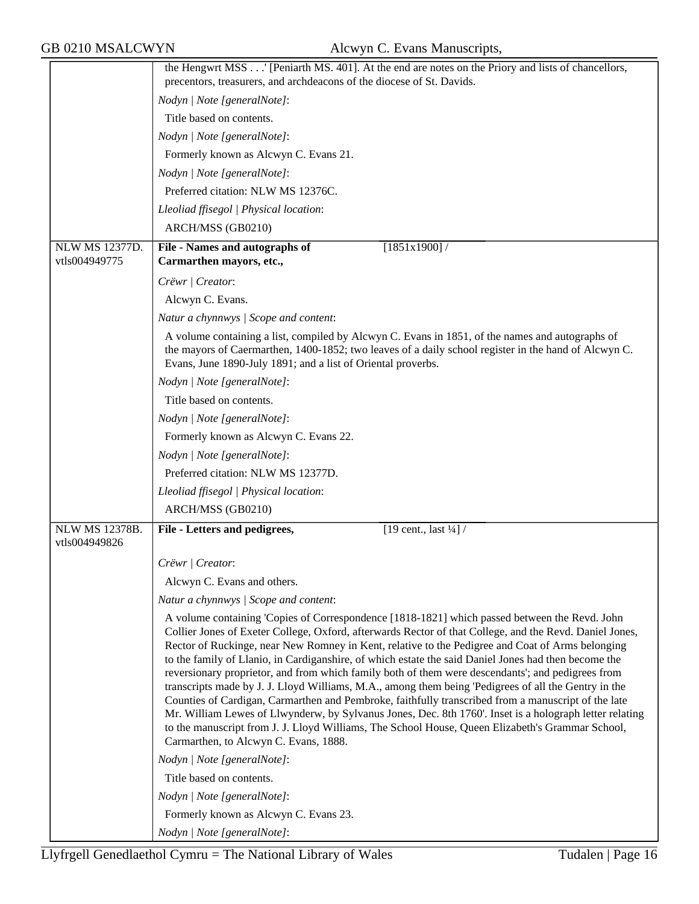the Hengwrt MSS . . .' [Peniarth MS. 401]. At the end are notes on the Priory and lists of chancellors, precentors, treasurers, and archdeacons of the diocese of St. Davids.

*Nodyn | Note [generalNote]*:

Title based on contents.

*Nodyn | Note [generalNote]*:

Formerly known as Alcwyn C. Evans 21.

*Nodyn | Note [generalNote]*:

Preferred citation: NLW MS 12376C.

*Lleoliad ffisegol | Physical location*:

ARCH/MSS (GB0210)

---

NLW MS 12377D. vtls004949775

**File - Names and autographs of Carmarthen mayors, etc.,** [1851x1900] /

*Crëwr | Creator*:

Alcwyn C. Evans.

*Natur a chynnwys | Scope and content*:

A volume containing a list, compiled by Alcwyn C. Evans in 1851, of the names and autographs of the mayors of Caermarthen, 1400-1852; two leaves of a daily school register in the hand of Alcwyn C. Evans, June 1890-July 1891; and a list of Oriental proverbs.

*Nodyn | Note [generalNote]*:

Title based on contents.

*Nodyn | Note [generalNote]*:

Formerly known as Alcwyn C. Evans 22.

*Nodyn | Note [generalNote]*:

Preferred citation: NLW MS 12377D.

*Lleoliad ffisegol | Physical location*:

ARCH/MSS (GB0210)

---

NLW MS 12378B. vtls004949826

**File - Letters and pedigrees,** [19 cent., last ¼] /

*Crëwr | Creator*:

Alcwyn C. Evans and others.

*Natur a chynnwys | Scope and content*:

A volume containing 'Copies of Correspondence [1818-1821] which passed between the Revd. John Collier Jones of Exeter College, Oxford, afterwards Rector of that College, and the Revd. Daniel Jones, Rector of Ruckinge, near New Romney in Kent, relative to the Pedigree and Coat of Arms belonging to the family of Llanio, in Cardiganshire, of which estate the said Daniel Jones had then become the reversionary proprietor, and from which family both of them were descendants'; and pedigrees from transcripts made by J. J. Lloyd Williams, M.A., among them being 'Pedigrees of all the Gentry in the Counties of Cardigan, Carmarthen and Pembroke, faithfully transcribed from a manuscript of the late Mr. William Lewes of Llwynderw, by Sylvanus Jones, Dec. 8th 1760'. Inset is a holograph letter relating to the manuscript from J. J. Lloyd Williams, The School House, Queen Elizabeth's Grammar School, Carmarthen, to Alcwyn C. Evans, 1888.

*Nodyn | Note [generalNote]*:

Title based on contents.

*Nodyn | Note [generalNote]*:

Formerly known as Alcwyn C. Evans 23.

*Nodyn | Note [generalNote]*: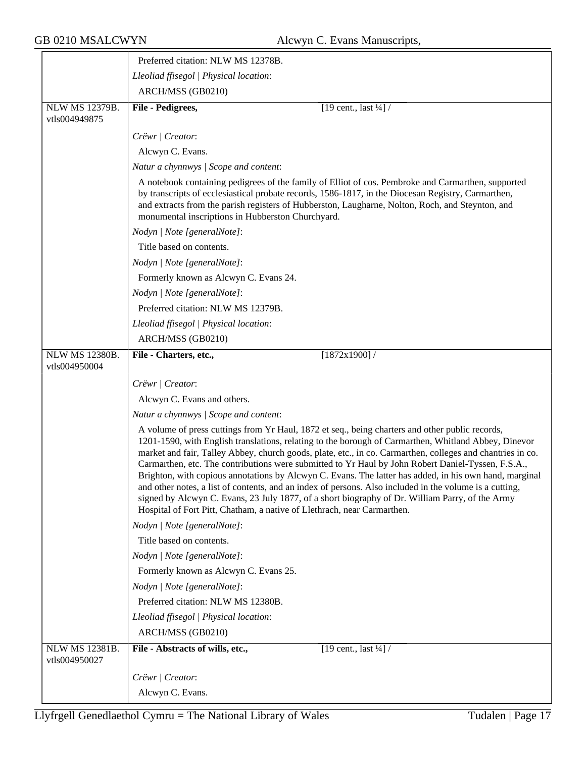Preferred citation: NLW MS 12378B.

*Lleoliad ffisegol | Physical location*:

ARCH/MSS (GB0210)

NLW MS 12379B. vtls004949875

**File - Pedigrees,** [19 cent., last ¼] /

*Crëwr | Creator*:

Alcwyn C. Evans.

*Natur a chynnwys | Scope and content*:

A notebook containing pedigrees of the family of Elliot of cos. Pembroke and Carmarthen, supported by transcripts of ecclesiastical probate records, 1586-1817, in the Diocesan Registry, Carmarthen, and extracts from the parish registers of Hubberston, Laugharne, Nolton, Roch, and Steynton, and monumental inscriptions in Hubberston Churchyard.

*Nodyn | Note [generalNote]*:

Title based on contents.

*Nodyn | Note [generalNote]*:

Formerly known as Alcwyn C. Evans 24.

*Nodyn | Note [generalNote]*:

Preferred citation: NLW MS 12379B.

*Lleoliad ffisegol | Physical location*:

ARCH/MSS (GB0210)

NLW MS 12380B. vtls004950004

**File - Charters, etc.,** [1872x1900] /

*Crëwr | Creator*:

Alcwyn C. Evans and others.

*Natur a chynnwys | Scope and content*:

A volume of press cuttings from Yr Haul, 1872 et seq., being charters and other public records, 1201-1590, with English translations, relating to the borough of Carmarthen, Whitland Abbey, Dinevor market and fair, Talley Abbey, church goods, plate, etc., in co. Carmarthen, colleges and chantries in co. Carmarthen, etc. The contributions were submitted to Yr Haul by John Robert Daniel-Tyssen, F.S.A., Brighton, with copious annotations by Alcwyn C. Evans. The latter has added, in his own hand, marginal and other notes, a list of contents, and an index of persons. Also included in the volume is a cutting, signed by Alcwyn C. Evans, 23 July 1877, of a short biography of Dr. William Parry, of the Army Hospital of Fort Pitt, Chatham, a native of Llethrach, near Carmarthen.

*Nodyn | Note [generalNote]*:

Title based on contents.

*Nodyn | Note [generalNote]*:

Formerly known as Alcwyn C. Evans 25.

*Nodyn | Note [generalNote]*:

Preferred citation: NLW MS 12380B.

*Lleoliad ffisegol | Physical location*:

ARCH/MSS (GB0210)

NLW MS 12381B. vtls004950027

**File - Abstracts of wills, etc.,** [19 cent., last ¼] /

*Crëwr | Creator*:

Alcwyn C. Evans.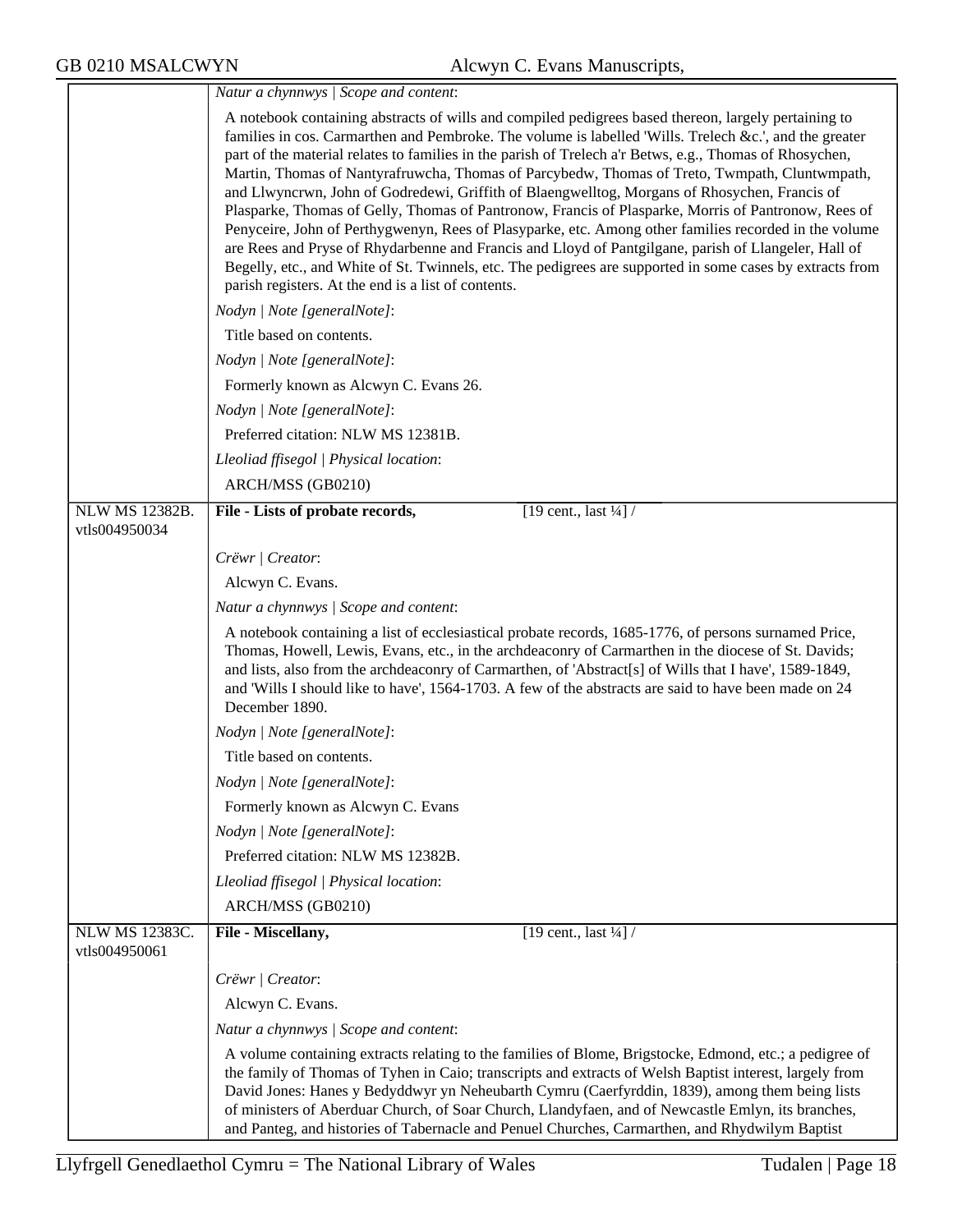Natur a chynnwys | Scope and content:

A notebook containing abstracts of wills and compiled pedigrees based thereon, largely pertaining to families in cos. Carmarthen and Pembroke. The volume is labelled 'Wills. Trelech &c.', and the greater part of the material relates to families in the parish of Trelech a'r Betws, e.g., Thomas of Rhosychen, Martin, Thomas of Nantyrafruwcha, Thomas of Parcybedw, Thomas of Treto, Twmpath, Cluntwmpath, and Llwyncrwn, John of Godredewi, Griffith of Blaengwelltog, Morgans of Rhosychen, Francis of Plasparke, Thomas of Gelly, Thomas of Pantronow, Francis of Plasparke, Morris of Pantronow, Rees of Penyceire, John of Perthygwenyn, Rees of Plasyparke, etc. Among other families recorded in the volume are Rees and Pryse of Rhydarbenne and Francis and Lloyd of Pantgilgane, parish of Llangeler, Hall of Begelly, etc., and White of St. Twinnels, etc. The pedigrees are supported in some cases by extracts from parish registers. At the end is a list of contents.

Nodyn | Note [generalNote]:

Title based on contents.

Nodyn | Note [generalNote]:

Formerly known as Alcwyn C. Evans 26.

Nodyn | Note [generalNote]:

Preferred citation: NLW MS 12381B.

Lleoliad ffisegol | Physical location:

ARCH/MSS (GB0210)

---

NLW MS 12382B. vtls004950034

**File - Lists of probate records,** [19 cent., last ¼] /

Crëwr | Creator:

Alcwyn C. Evans.

Natur a chynnwys | Scope and content:

A notebook containing a list of ecclesiastical probate records, 1685-1776, of persons surnamed Price, Thomas, Howell, Lewis, Evans, etc., in the archdeaconry of Carmarthen in the diocese of St. Davids; and lists, also from the archdeaconry of Carmarthen, of 'Abstract[s] of Wills that I have', 1589-1849, and 'Wills I should like to have', 1564-1703. A few of the abstracts are said to have been made on 24 December 1890.

Nodyn | Note [generalNote]:

Title based on contents.

Nodyn | Note [generalNote]:

Formerly known as Alcwyn C. Evans

Nodyn | Note [generalNote]:

Preferred citation: NLW MS 12382B.

Lleoliad ffisegol | Physical location:

ARCH/MSS (GB0210)

---

NLW MS 12383C. vtls004950061

**File - Miscellany,** [19 cent., last ¼] /

Crëwr | Creator:

Alcwyn C. Evans.

Natur a chynnwys | Scope and content:

A volume containing extracts relating to the families of Blome, Brigstocke, Edmond, etc.; a pedigree of the family of Thomas of Tyhen in Caio; transcripts and extracts of Welsh Baptist interest, largely from David Jones: Hanes y Bedyddwyr yn Neheubarth Cymru (Caerfyrddin, 1839), among them being lists of ministers of Aberduar Church, of Soar Church, Llandyfaen, and of Newcastle Emlyn, its branches, and Panteg, and histories of Tabernacle and Penuel Churches, Carmarthen, and Rhydwilym Baptist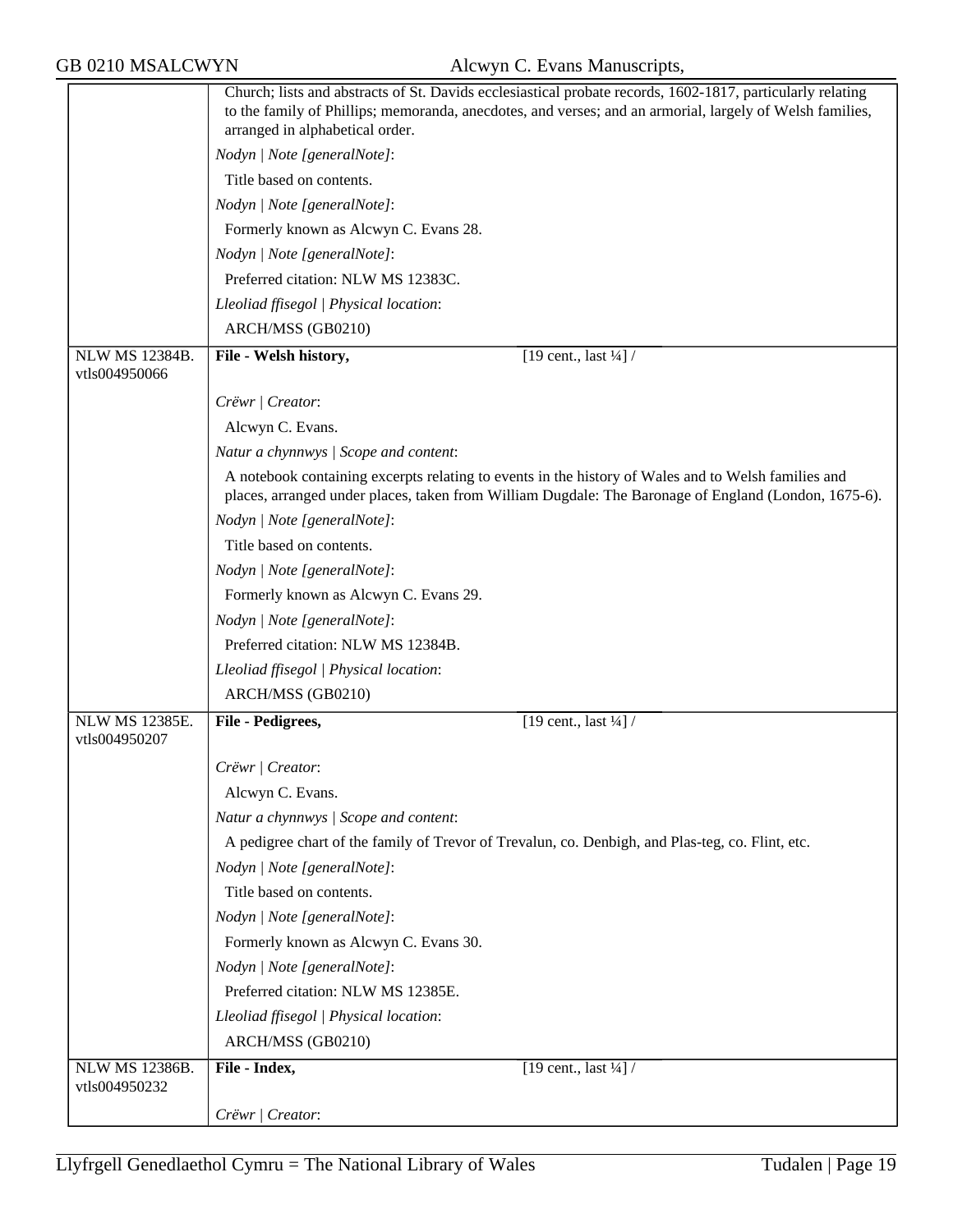| | |
|---|---|
| | Church; lists and abstracts of St. Davids ecclesiastical probate records, 1602-1817, particularly relating to the family of Phillips; memoranda, anecdotes, and verses; and an armorial, largely of Welsh families, arranged in alphabetical order.<br>*Nodyn \| Note [generalNote]*:<br>Title based on contents.<br>*Nodyn \| Note [generalNote]*:<br>Formerly known as Alcwyn C. Evans 28.<br>*Nodyn \| Note [generalNote]*:<br>Preferred citation: NLW MS 12383C.<br>*Lleoliad ffisegol \| Physical location*:<br>ARCH/MSS (GB0210) |
| NLW MS 12384B. vtls004950066 | **File - Welsh history,** [19 cent., last ¼] /<br>*Crëwr \| Creator*:<br>Alcwyn C. Evans.<br>*Natur a chynnwys \| Scope and content*:<br>A notebook containing excerpts relating to events in the history of Wales and to Welsh families and places, arranged under places, taken from William Dugdale: The Baronage of England (London, 1675-6).<br>*Nodyn \| Note [generalNote]*:<br>Title based on contents.<br>*Nodyn \| Note [generalNote]*:<br>Formerly known as Alcwyn C. Evans 29.<br>*Nodyn \| Note [generalNote]*:<br>Preferred citation: NLW MS 12384B.<br>*Lleoliad ffisegol \| Physical location*:<br>ARCH/MSS (GB0210) |
| NLW MS 12385E. vtls004950207 | **File - Pedigrees,** [19 cent., last ¼] /<br>*Crëwr \| Creator*:<br>Alcwyn C. Evans.<br>*Natur a chynnwys \| Scope and content*:<br>A pedigree chart of the family of Trevor of Trevalun, co. Denbigh, and Plas-teg, co. Flint, etc.<br>*Nodyn \| Note [generalNote]*:<br>Title based on contents.<br>*Nodyn \| Note [generalNote]*:<br>Formerly known as Alcwyn C. Evans 30.<br>*Nodyn \| Note [generalNote]*:<br>Preferred citation: NLW MS 12385E.<br>*Lleoliad ffisegol \| Physical location*:<br>ARCH/MSS (GB0210) |
| NLW MS 12386B. vtls004950232 | **File - Index,** [19 cent., last ¼] /<br>*Crëwr \| Creator*: |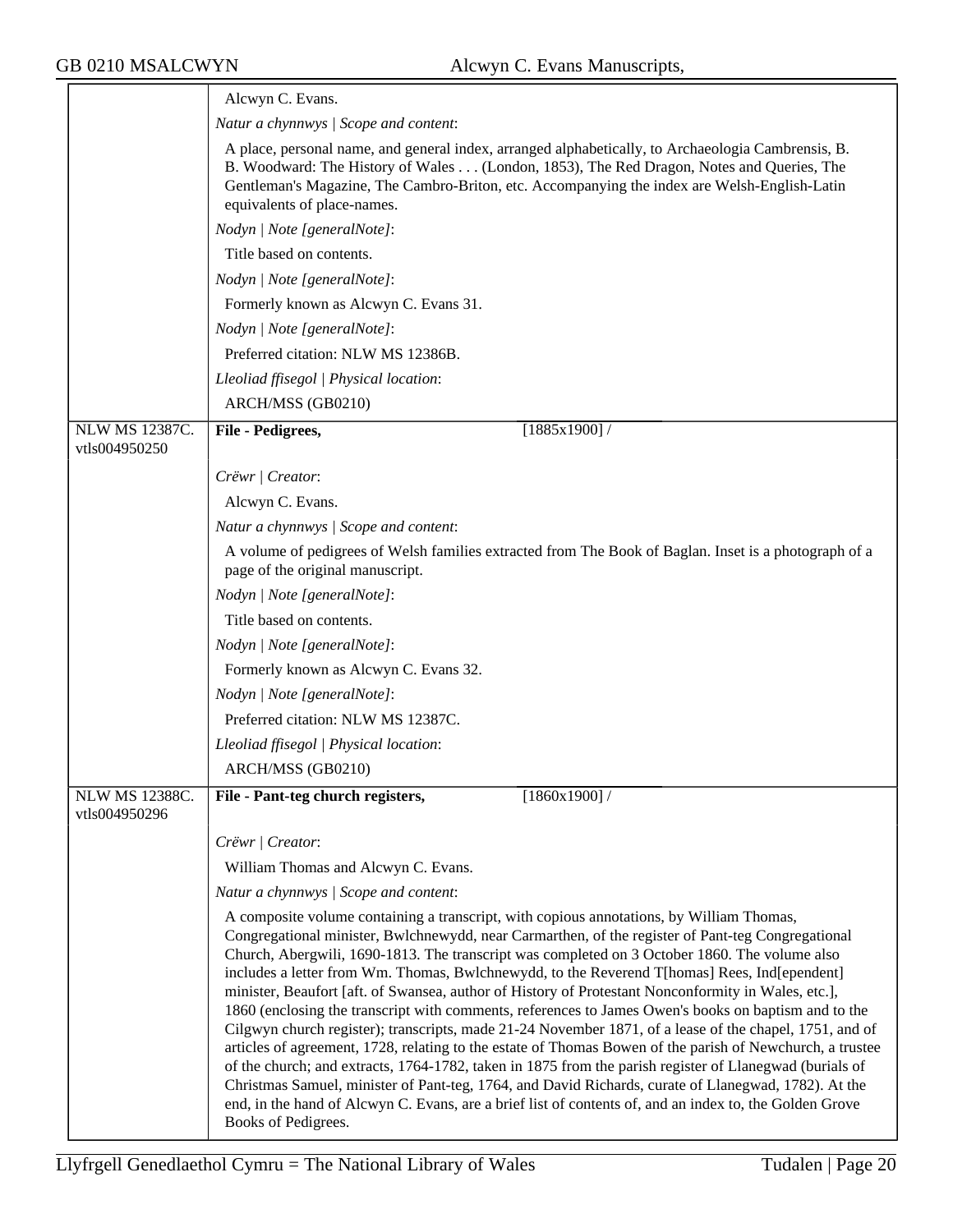Alcwyn C. Evans.

*Natur a chynnwys | Scope and content*:

A place, personal name, and general index, arranged alphabetically, to Archaeologia Cambrensis, B. B. Woodward: The History of Wales . . . (London, 1853), The Red Dragon, Notes and Queries, The Gentleman's Magazine, The Cambro-Briton, etc. Accompanying the index are Welsh-English-Latin equivalents of place-names.

*Nodyn | Note [generalNote]*:

Title based on contents.

*Nodyn | Note [generalNote]*:

Formerly known as Alcwyn C. Evans 31.

*Nodyn | Note [generalNote]*:

Preferred citation: NLW MS 12386B.

*Lleoliad ffisegol | Physical location*:

ARCH/MSS (GB0210)

---

NLW MS 12387C. vtls004950250

**File - Pedigrees,** [1885x1900] /

*Crëwr | Creator*:

Alcwyn C. Evans.

*Natur a chynnwys | Scope and content*:

A volume of pedigrees of Welsh families extracted from The Book of Baglan. Inset is a photograph of a page of the original manuscript.

*Nodyn | Note [generalNote]*:

Title based on contents.

*Nodyn | Note [generalNote]*:

Formerly known as Alcwyn C. Evans 32.

*Nodyn | Note [generalNote]*:

Preferred citation: NLW MS 12387C.

*Lleoliad ffisegol | Physical location*:

ARCH/MSS (GB0210)

---

NLW MS 12388C. vtls004950296

**File - Pant-teg church registers,** [1860x1900] /

*Crëwr | Creator*:

William Thomas and Alcwyn C. Evans.

*Natur a chynnwys | Scope and content*:

A composite volume containing a transcript, with copious annotations, by William Thomas, Congregational minister, Bwlchnewydd, near Carmarthen, of the register of Pant-teg Congregational Church, Abergwili, 1690-1813. The transcript was completed on 3 October 1860. The volume also includes a letter from Wm. Thomas, Bwlchnewydd, to the Reverend T[homas] Rees, Ind[ependent] minister, Beaufort [aft. of Swansea, author of History of Protestant Nonconformity in Wales, etc.], 1860 (enclosing the transcript with comments, references to James Owen's books on baptism and to the Cilgwyn church register); transcripts, made 21-24 November 1871, of a lease of the chapel, 1751, and of articles of agreement, 1728, relating to the estate of Thomas Bowen of the parish of Newchurch, a trustee of the church; and extracts, 1764-1782, taken in 1875 from the parish register of Llanegwad (burials of Christmas Samuel, minister of Pant-teg, 1764, and David Richards, curate of Llanegwad, 1782). At the end, in the hand of Alcwyn C. Evans, are a brief list of contents of, and an index to, the Golden Grove Books of Pedigrees.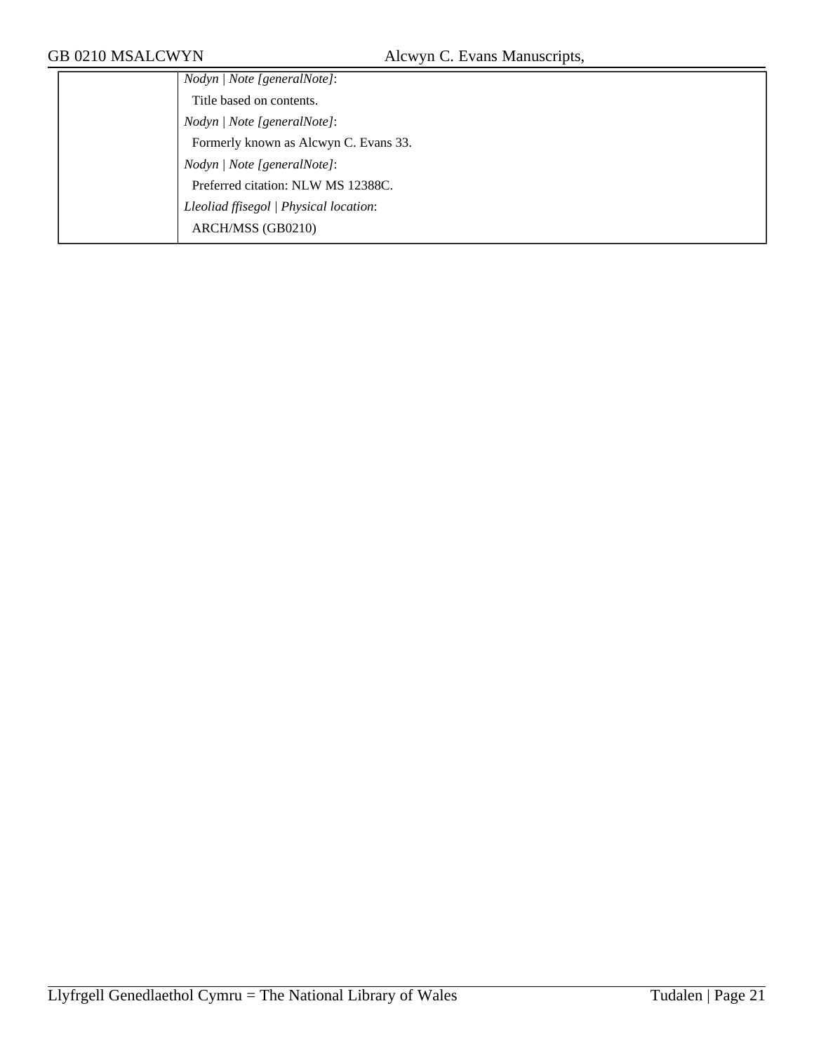| | |
|---|---|
| | *Nodyn \| Note [generalNote]*:<br>Title based on contents.<br>*Nodyn \| Note [generalNote]*:<br>Formerly known as Alcwyn C. Evans 33.<br>*Nodyn \| Note [generalNote]*:<br>Preferred citation: NLW MS 12388C.<br>*Lleoliad ffisegol \| Physical location*:<br>ARCH/MSS (GB0210) |